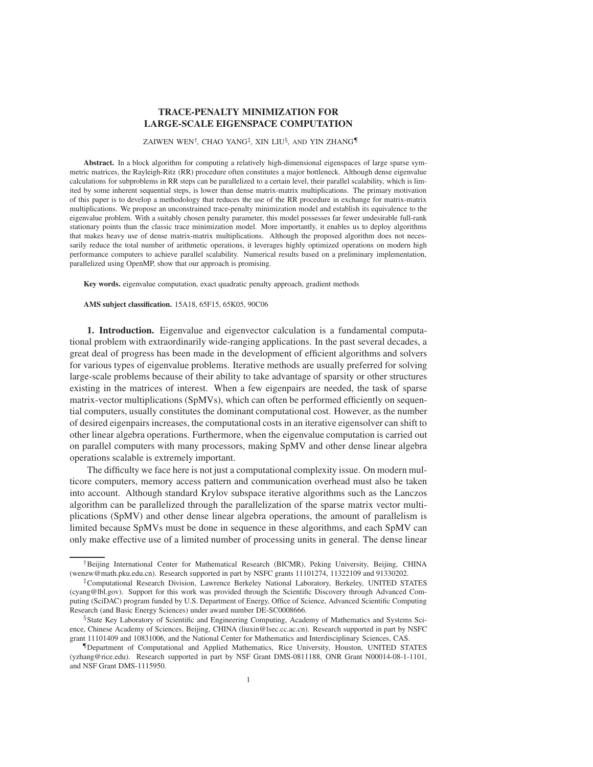# TRACE-PENALTY MINIMIZATION FOR LARGE-SCALE EIGENSPACE COMPUTATION

ZAIWEN WEN[†], CHAO YANG[‡], XIN LIU[§], AND YIN ZHANG[¶]

**Abstract.** In a block algorithm for computing a relatively high-dimensional eigenspaces of large sparse symmetric matrices, the Rayleigh-Ritz (RR) procedure often constitutes a major bottleneck. Although dense eigenvalue calculations for subproblems in RR steps can be parallelized to a certain level, their parallel scalability, which is limited by some inherent sequential steps, is lower than dense matrix-matrix multiplications. The primary motivation of this paper is to develop a methodology that reduces the use of the RR procedure in exchange for matrix-matrix multiplications. We propose an unconstrained trace-penalty minimization model and establish its equivalence to the eigenvalue problem. With a suitably chosen penalty parameter, this model possesses far fewer undesirable full-rank stationary points than the classic trace minimization model. More importantly, it enables us to deploy algorithms that makes heavy use of dense matrix-matrix multiplications. Although the proposed algorithm does not necessarily reduce the total number of arithmetic operations, it leverages highly optimized operations on modern high performance computers to achieve parallel scalability. Numerical results based on a preliminary implementation, parallelized using OpenMP, show that our approach is promising.

**Key words.** eigenvalue computation, exact quadratic penalty approach, gradient methods

**AMS subject classification.** 15A18, 65F15, 65K05, 90C06

## 1. Introduction.

Eigenvalue and eigenvector calculation is a fundamental computational problem with extraordinarily wide-ranging applications. In the past several decades, a great deal of progress has been made in the development of efficient algorithms and solvers for various types of eigenvalue problems. Iterative methods are usually preferred for solving large-scale problems because of their ability to take advantage of sparsity or other structures existing in the matrices of interest. When a few eigenpairs are needed, the task of sparse matrix-vector multiplications (SpMVs), which can often be performed efficiently on sequential computers, usually constitutes the dominant computational cost. However, as the number of desired eigenpairs increases, the computational costs in an iterative eigensolver can shift to other linear algebra operations. Furthermore, when the eigenvalue computation is carried out on parallel computers with many processors, making SpMV and other dense linear algebra operations scalable is extremely important.

The difficulty we face here is not just a computational complexity issue. On modern multicore computers, memory access pattern and communication overhead must also be taken into account. Although standard Krylov subspace iterative algorithms such as the Lanczos algorithm can be parallelized through the parallelization of the sparse matrix vector multiplications (SpMV) and other dense linear algebra operations, the amount of parallelism is limited because SpMVs must be done in sequence in these algorithms, and each SpMV can only make effective use of a limited number of processing units in general. The dense linear

[†]Beijing International Center for Mathematical Research (BICMR), Peking University, Beijing, CHINA (wenzw@math.pku.edu.cn). Research supported in part by NSFC grants 11101274, 11322109 and 91330202.

[‡]Computational Research Division, Lawrence Berkeley National Laboratory, Berkeley, UNITED STATES (cyang@lbl.gov). Support for this work was provided through the Scientific Discovery through Advanced Computing (SciDAC) program funded by U.S. Department of Energy, Office of Science, Advanced Scientific Computing Research (and Basic Energy Sciences) under award number DE-SC0008666.

[§]State Key Laboratory of Scientific and Engineering Computing, Academy of Mathematics and Systems Science, Chinese Academy of Sciences, Beijing, CHINA (liuxin@lsec.cc.ac.cn). Research supported in part by NSFC grant 11101409 and 10831006, and the National Center for Mathematics and Interdisciplinary Sciences, CAS.

[¶]Department of Computational and Applied Mathematics, Rice University, Houston, UNITED STATES (yzhang@rice.edu). Research supported in part by NSF Grant DMS-0811188, ONR Grant N00014-08-1-1101, and NSF Grant DMS-1115950.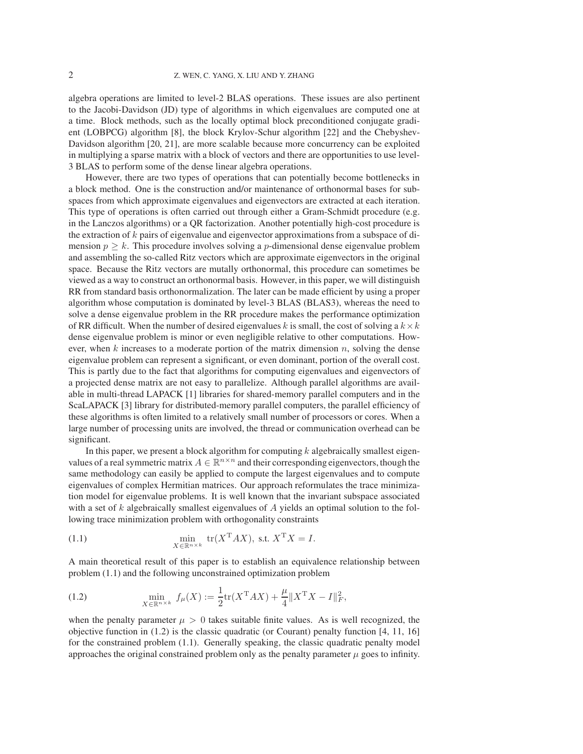algebra operations are limited to level-2 BLAS operations. These issues are also pertinent to the Jacobi-Davidson (JD) type of algorithms in which eigenvalues are computed one at a time. Block methods, such as the locally optimal block preconditioned conjugate gradient (LOBPCG) algorithm [8], the block Krylov-Schur algorithm [22] and the Chebyshev-Davidson algorithm [20, 21], are more scalable because more concurrency can be exploited in multiplying a sparse matrix with a block of vectors and there are opportunities to use level-3 BLAS to perform some of the dense linear algebra operations.

However, there are two types of operations that can potentially become bottlenecks in a block method. One is the construction and/or maintenance of orthonormal bases for subspaces from which approximate eigenvalues and eigenvectors are extracted at each iteration. This type of operations is often carried out through either a Gram-Schmidt procedure (e.g. in the Lanczos algorithms) or a QR factorization. Another potentially high-cost procedure is the extraction of $k$ pairs of eigenvalue and eigenvector approximations from a subspace of dimension $p \geq k$. This procedure involves solving a $p$-dimensional dense eigenvalue problem and assembling the so-called Ritz vectors which are approximate eigenvectors in the original space. Because the Ritz vectors are mutally orthonormal, this procedure can sometimes be viewed as a way to construct an orthonormal basis. However, in this paper, we will distinguish RR from standard basis orthonormalization. The later can be made efficient by using a proper algorithm whose computation is dominated by level-3 BLAS (BLAS3), whereas the need to solve a dense eigenvalue problem in the RR procedure makes the performance optimization of RR difficult. When the number of desired eigenvalues $k$ is small, the cost of solving a $k \times k$ dense eigenvalue problem is minor or even negligible relative to other computations. However, when $k$ increases to a moderate portion of the matrix dimension $n$, solving the dense eigenvalue problem can represent a significant, or even dominant, portion of the overall cost. This is partly due to the fact that algorithms for computing eigenvalues and eigenvectors of a projected dense matrix are not easy to parallelize. Although parallel algorithms are available in multi-thread LAPACK [1] libraries for shared-memory parallel computers and in the ScaLAPACK [3] library for distributed-memory parallel computers, the parallel efficiency of these algorithms is often limited to a relatively small number of processors or cores. When a large number of processing units are involved, the thread or communication overhead can be significant.

In this paper, we present a block algorithm for computing $k$ algebraically smallest eigenvalues of a real symmetric matrix $A \in \mathbb{R}^{n\times n}$ and their corresponding eigenvectors, though the same methodology can easily be applied to compute the largest eigenvalues and to compute eigenvalues of complex Hermitian matrices. Our approach reformulates the trace minimization model for eigenvalue problems. It is well known that the invariant subspace associated with a set of $k$ algebraically smallest eigenvalues of $A$ yields an optimal solution to the following trace minimization problem with orthogonality constraints

$$\min_{X\in\mathbb{R}^{n\times k}} \; \mathrm{tr}(X^{\mathrm{T}}AX), \text{ s.t. } X^{\mathrm{T}}X = I. \tag{1.1}$$

A main theoretical result of this paper is to establish an equivalence relationship between problem (1.1) and the following unconstrained optimization problem

$$\min_{X\in\mathbb{R}^{n\times k}} \; f_\mu(X) := \frac{1}{2}\mathrm{tr}(X^{\mathrm{T}}AX) + \frac{\mu}{4}\|X^{\mathrm{T}}X - I\|_F^2, \tag{1.2}$$

when the penalty parameter $\mu > 0$ takes suitable finite values. As is well recognized, the objective function in (1.2) is the classic quadratic (or Courant) penalty function [4, 11, 16] for the constrained problem (1.1). Generally speaking, the classic quadratic penalty model approaches the original constrained problem only as the penalty parameter $\mu$ goes to infinity.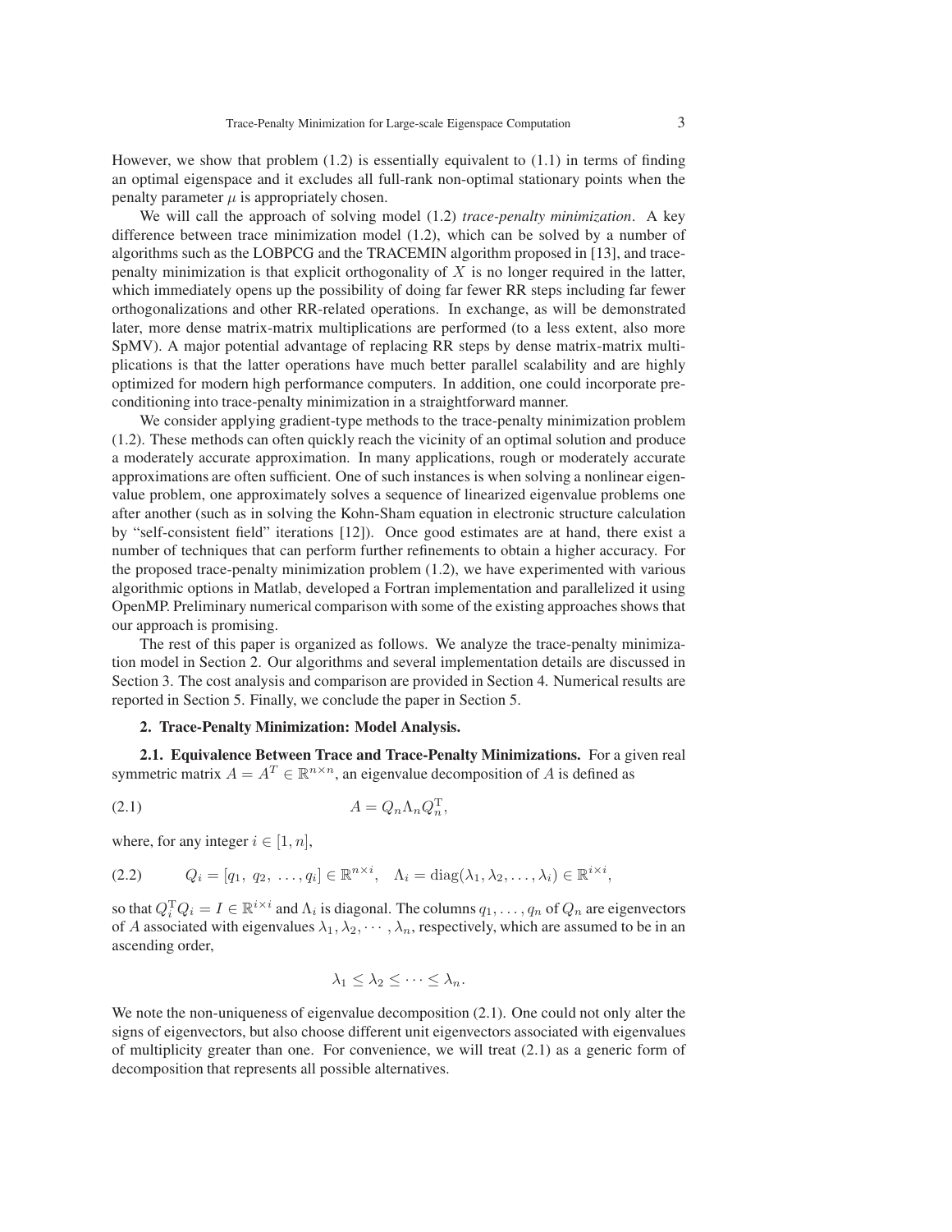However, we show that problem (1.2) is essentially equivalent to (1.1) in terms of finding an optimal eigenspace and it excludes all full-rank non-optimal stationary points when the penalty parameter $\mu$ is appropriately chosen.

We will call the approach of solving model (1.2) *trace-penalty minimization*. A key difference between trace minimization model (1.2), which can be solved by a number of algorithms such as the LOBPCG and the TRACEMIN algorithm proposed in [13], and trace-penalty minimization is that explicit orthogonality of $X$ is no longer required in the latter, which immediately opens up the possibility of doing far fewer RR steps including far fewer orthogonalizations and other RR-related operations. In exchange, as will be demonstrated later, more dense matrix-matrix multiplications are performed (to a less extent, also more SpMV). A major potential advantage of replacing RR steps by dense matrix-matrix multiplications is that the latter operations have much better parallel scalability and are highly optimized for modern high performance computers. In addition, one could incorporate preconditioning into trace-penalty minimization in a straightforward manner.

We consider applying gradient-type methods to the trace-penalty minimization problem (1.2). These methods can often quickly reach the vicinity of an optimal solution and produce a moderately accurate approximation. In many applications, rough or moderately accurate approximations are often sufficient. One of such instances is when solving a nonlinear eigenvalue problem, one approximately solves a sequence of linearized eigenvalue problems one after another (such as in solving the Kohn-Sham equation in electronic structure calculation by "self-consistent field" iterations [12]). Once good estimates are at hand, there exist a number of techniques that can perform further refinements to obtain a higher accuracy. For the proposed trace-penalty minimization problem (1.2), we have experimented with various algorithmic options in Matlab, developed a Fortran implementation and parallelized it using OpenMP. Preliminary numerical comparison with some of the existing approaches shows that our approach is promising.

The rest of this paper is organized as follows. We analyze the trace-penalty minimization model in Section 2. Our algorithms and several implementation details are discussed in Section 3. The cost analysis and comparison are provided in Section 4. Numerical results are reported in Section 5. Finally, we conclude the paper in Section 5.

## 2. Trace-Penalty Minimization: Model Analysis.

**2.1. Equivalence Between Trace and Trace-Penalty Minimizations.** For a given real symmetric matrix $A = A^T \in \mathbb{R}^{n\times n}$, an eigenvalue decomposition of $A$ is defined as

$$A = Q_n \Lambda_n Q_n^{\mathrm{T}}, \tag{2.1}$$

where, for any integer $i \in [1, n]$,

$$Q_i = [q_1,\ q_2,\ \ldots, q_i] \in \mathbb{R}^{n\times i}, \quad \Lambda_i = \mathrm{diag}(\lambda_1, \lambda_2, \ldots, \lambda_i) \in \mathbb{R}^{i\times i}, \tag{2.2}$$

so that $Q_i^{\mathrm{T}} Q_i = I \in \mathbb{R}^{i\times i}$ and $\Lambda_i$ is diagonal. The columns $q_1, \ldots, q_n$ of $Q_n$ are eigenvectors of $A$ associated with eigenvalues $\lambda_1, \lambda_2, \cdots, \lambda_n$, respectively, which are assumed to be in an ascending order,

$$\lambda_1 \le \lambda_2 \le \cdots \le \lambda_n.$$

We note the non-uniqueness of eigenvalue decomposition (2.1). One could not only alter the signs of eigenvectors, but also choose different unit eigenvectors associated with eigenvalues of multiplicity greater than one. For convenience, we will treat (2.1) as a generic form of decomposition that represents all possible alternatives.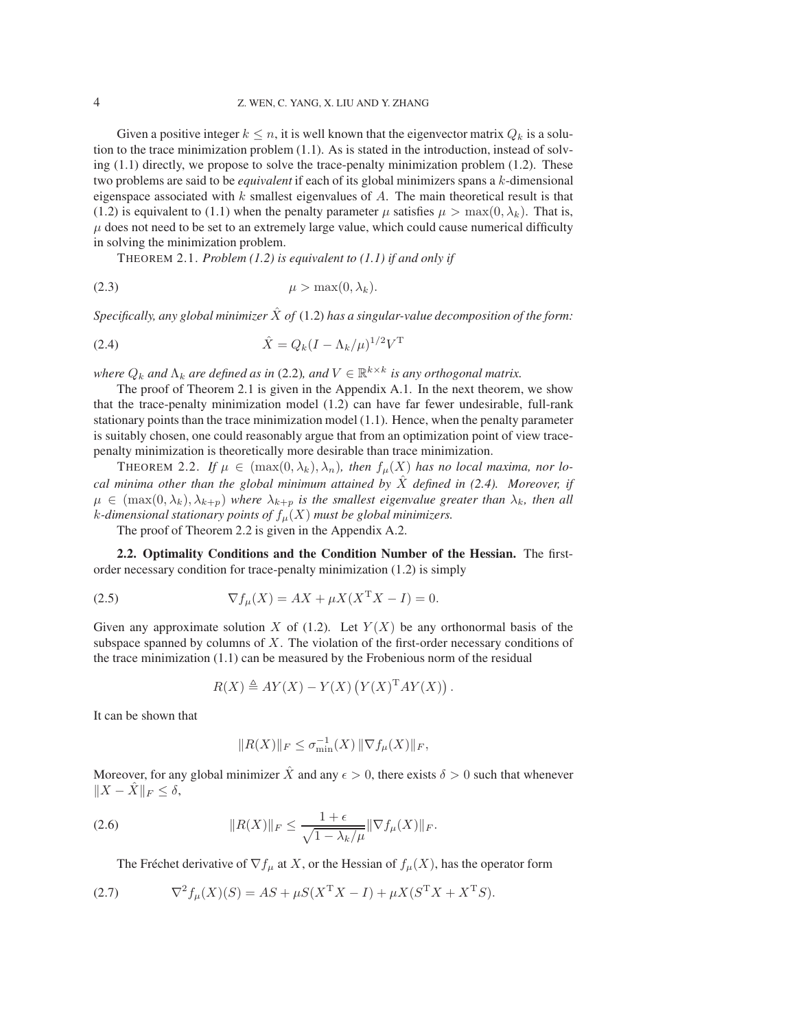Given a positive integer $k \le n$, it is well known that the eigenvector matrix $Q_k$ is a solution to the trace minimization problem (1.1). As is stated in the introduction, instead of solving (1.1) directly, we propose to solve the trace-penalty minimization problem (1.2). These two problems are said to be *equivalent* if each of its global minimizers spans a $k$-dimensional eigenspace associated with $k$ smallest eigenvalues of $A$. The main theoretical result is that (1.2) is equivalent to (1.1) when the penalty parameter $\mu$ satisfies $\mu > \max(0, \lambda_k)$. That is, $\mu$ does not need to be set to an extremely large value, which could cause numerical difficulty in solving the minimization problem.

THEOREM 2.1. *Problem (1.2) is equivalent to (1.1) if and only if*

$$\mu > \max(0, \lambda_k). \tag{2.3}$$

*Specifically, any global minimizer $\hat{X}$ of* (1.2) *has a singular-value decomposition of the form:*

$$\hat{X} = Q_k (I - \Lambda_k/\mu)^{1/2} V^{\mathrm{T}} \tag{2.4}$$

*where $Q_k$ and $\Lambda_k$ are defined as in* (2.2)*, and $V \in \mathbb{R}^{k \times k}$ is any orthogonal matrix.*

The proof of Theorem 2.1 is given in the Appendix A.1. In the next theorem, we show that the trace-penalty minimization model (1.2) can have far fewer undesirable, full-rank stationary points than the trace minimization model (1.1). Hence, when the penalty parameter is suitably chosen, one could reasonably argue that from an optimization point of view trace-penalty minimization is theoretically more desirable than trace minimization.

THEOREM 2.2. *If $\mu \in (\max(0, \lambda_k), \lambda_n)$, then $f_\mu(X)$ has no local maxima, nor local minima other than the global minimum attained by $\hat{X}$ defined in (2.4). Moreover, if $\mu \in (\max(0, \lambda_k), \lambda_{k+p})$ where $\lambda_{k+p}$ is the smallest eigenvalue greater than $\lambda_k$, then all $k$-dimensional stationary points of $f_\mu(X)$ must be global minimizers.*

The proof of Theorem 2.2 is given in the Appendix A.2.

**2.2. Optimality Conditions and the Condition Number of the Hessian.** The first-order necessary condition for trace-penalty minimization (1.2) is simply

$$\nabla f_\mu(X) = AX + \mu X(X^{\mathrm{T}}X - I) = 0. \tag{2.5}$$

Given any approximate solution $X$ of (1.2). Let $Y(X)$ be any orthonormal basis of the subspace spanned by columns of $X$. The violation of the first-order necessary conditions of the trace minimization (1.1) can be measured by the Frobenious norm of the residual

$$R(X) \triangleq AY(X) - Y(X)\left(Y(X)^{\mathrm{T}}AY(X)\right).$$

It can be shown that

$$\|R(X)\|_F \le \sigma_{\min}^{-1}(X)\, \|\nabla f_\mu(X)\|_F,$$

Moreover, for any global minimizer $\hat{X}$ and any $\epsilon > 0$, there exists $\delta > 0$ such that whenever $\|X - \hat{X}\|_F \le \delta$,

$$\|R(X)\|_F \le \frac{1+\epsilon}{\sqrt{1 - \lambda_k/\mu}} \|\nabla f_\mu(X)\|_F. \tag{2.6}$$

The Fréchet derivative of $\nabla f_\mu$ at $X$, or the Hessian of $f_\mu(X)$, has the operator form

$$\nabla^2 f_\mu(X)(S) = AS + \mu S(X^{\mathrm{T}}X - I) + \mu X(S^{\mathrm{T}}X + X^{\mathrm{T}}S). \tag{2.7}$$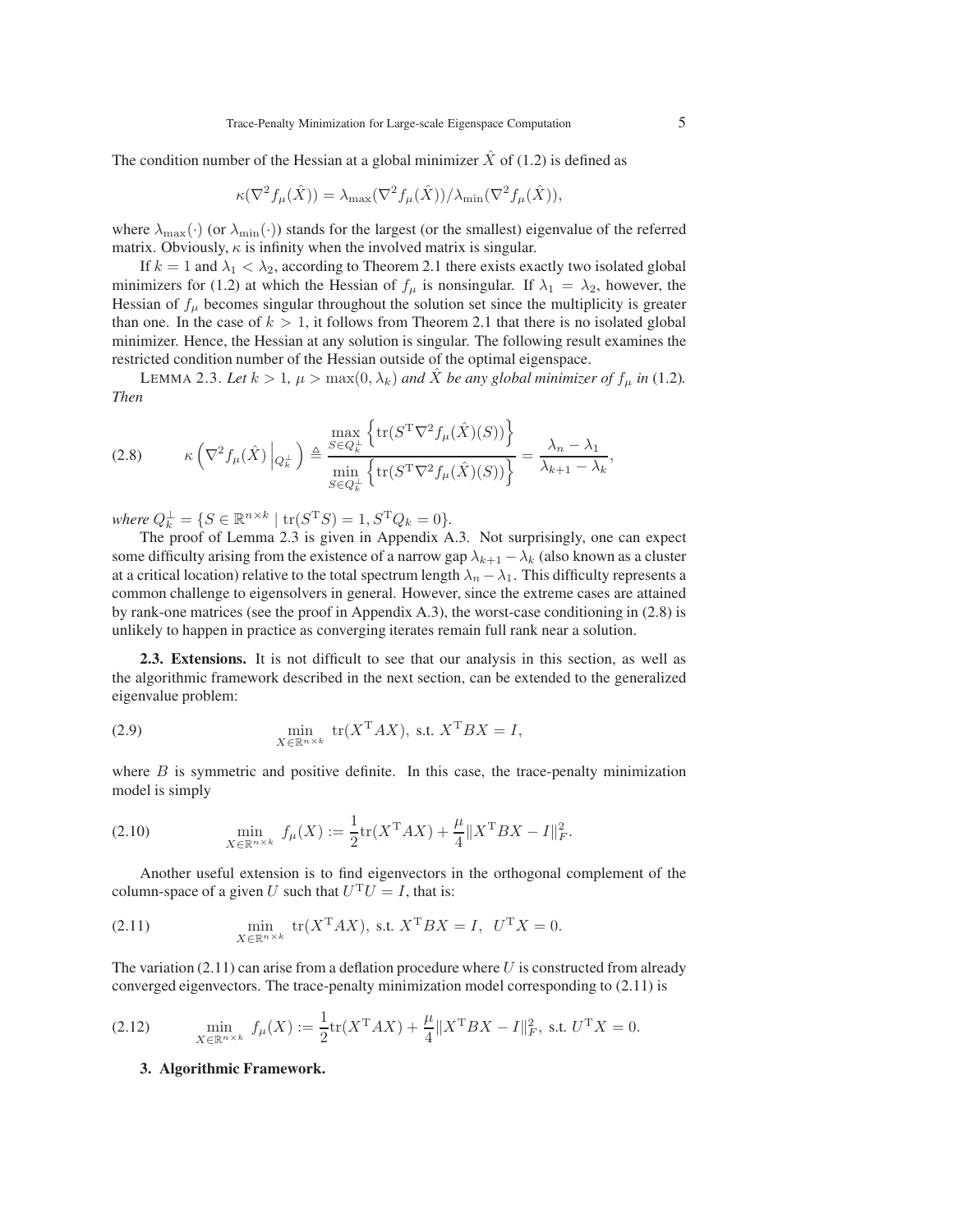The condition number of the Hessian at a global minimizer $\hat{X}$ of (1.2) is defined as

$$\kappa(\nabla^2 f_\mu(\hat{X})) = \lambda_{\max}(\nabla^2 f_\mu(\hat{X}))/\lambda_{\min}(\nabla^2 f_\mu(\hat{X})),$$

where $\lambda_{\max}(\cdot)$ (or $\lambda_{\min}(\cdot)$) stands for the largest (or the smallest) eigenvalue of the referred matrix. Obviously, $\kappa$ is infinity when the involved matrix is singular.

If $k = 1$ and $\lambda_1 < \lambda_2$, according to Theorem 2.1 there exists exactly two isolated global minimizers for (1.2) at which the Hessian of $f_\mu$ is nonsingular. If $\lambda_1 = \lambda_2$, however, the Hessian of $f_\mu$ becomes singular throughout the solution set since the multiplicity is greater than one. In the case of $k > 1$, it follows from Theorem 2.1 that there is no isolated global minimizer. Hence, the Hessian at any solution is singular. The following result examines the restricted condition number of the Hessian outside of the optimal eigenspace.

LEMMA 2.3. *Let $k > 1$, $\mu > \max(0, \lambda_k)$ and $\hat{X}$ be any global minimizer of $f_\mu$ in* (1.2)*. Then*

$$\kappa\left(\nabla^2 f_\mu(\hat{X})\Big|_{Q_k^\perp}\right) \triangleq \frac{\max_{S \in Q_k^\perp} \left\{\mathrm{tr}(S^{\mathrm{T}} \nabla^2 f_\mu(\hat{X})(S))\right\}}{\min_{S \in Q_k^\perp} \left\{\mathrm{tr}(S^{\mathrm{T}} \nabla^2 f_\mu(\hat{X})(S))\right\}} = \frac{\lambda_n - \lambda_1}{\lambda_{k+1} - \lambda_k}, \tag{2.8}$$

*where* $Q_k^\perp = \{S \in \mathbb{R}^{n \times k} \mid \mathrm{tr}(S^{\mathrm{T}} S) = 1, S^{\mathrm{T}} Q_k = 0\}$.

The proof of Lemma 2.3 is given in Appendix A.3. Not surprisingly, one can expect some difficulty arising from the existence of a narrow gap $\lambda_{k+1} - \lambda_k$ (also known as a cluster at a critical location) relative to the total spectrum length $\lambda_n - \lambda_1$. This difficulty represents a common challenge to eigensolvers in general. However, since the extreme cases are attained by rank-one matrices (see the proof in Appendix A.3), the worst-case conditioning in (2.8) is unlikely to happen in practice as converging iterates remain full rank near a solution.

**2.3. Extensions.** It is not difficult to see that our analysis in this section, as well as the algorithmic framework described in the next section, can be extended to the generalized eigenvalue problem:

$$\min_{X \in \mathbb{R}^{n \times k}} \mathrm{tr}(X^{\mathrm{T}} A X), \text{ s.t. } X^{\mathrm{T}} B X = I, \tag{2.9}$$

where $B$ is symmetric and positive definite. In this case, the trace-penalty minimization model is simply

$$\min_{X \in \mathbb{R}^{n \times k}} f_\mu(X) := \frac{1}{2}\mathrm{tr}(X^{\mathrm{T}} A X) + \frac{\mu}{4}\|X^{\mathrm{T}} B X - I\|_F^2. \tag{2.10}$$

Another useful extension is to find eigenvectors in the orthogonal complement of the column-space of a given $U$ such that $U^{\mathrm{T}} U = I$, that is:

$$\min_{X \in \mathbb{R}^{n \times k}} \mathrm{tr}(X^{\mathrm{T}} A X), \text{ s.t. } X^{\mathrm{T}} B X = I, \;\; U^{\mathrm{T}} X = 0. \tag{2.11}$$

The variation (2.11) can arise from a deflation procedure where $U$ is constructed from already converged eigenvectors. The trace-penalty minimization model corresponding to (2.11) is

$$\min_{X \in \mathbb{R}^{n \times k}} f_\mu(X) := \frac{1}{2}\mathrm{tr}(X^{\mathrm{T}} A X) + \frac{\mu}{4}\|X^{\mathrm{T}} B X - I\|_F^2, \text{ s.t. } U^{\mathrm{T}} X = 0. \tag{2.12}$$

## 3. Algorithmic Framework.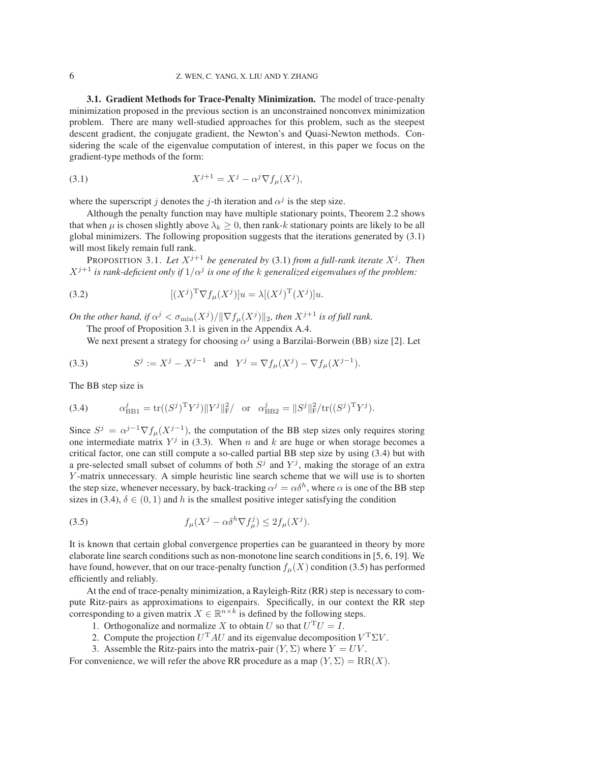### 3.1. Gradient Methods for Trace-Penalty Minimization.

The model of trace-penalty minimization proposed in the previous section is an unconstrained nonconvex minimization problem. There are many well-studied approaches for this problem, such as the steepest descent gradient, the conjugate gradient, the Newton's and Quasi-Newton methods. Considering the scale of the eigenvalue computation of interest, in this paper we focus on the gradient-type methods of the form:

$$X^{j+1} = X^j - \alpha^j \nabla f_\mu(X^j), \tag{3.1}$$

where the superscript $j$ denotes the $j$-th iteration and $\alpha^j$ is the step size.

Although the penalty function may have multiple stationary points, Theorem 2.2 shows that when $\mu$ is chosen slightly above $\lambda_k \geq 0$, then rank-$k$ stationary points are likely to be all global minimizers. The following proposition suggests that the iterations generated by (3.1) will most likely remain full rank.

PROPOSITION 3.1. *Let $X^{j+1}$ be generated by* (3.1) *from a full-rank iterate $X^j$. Then $X^{j+1}$ is rank-deficient only if $1/\alpha^j$ is one of the $k$ generalized eigenvalues of the problem:*

$$[(X^j)^{\mathrm{T}} \nabla f_\mu(X^j)]u = \lambda[(X^j)^{\mathrm{T}}(X^j)]u. \tag{3.2}$$

*On the other hand, if $\alpha^j < \sigma_{\min}(X^j)/\|\nabla f_\mu(X^j)\|_2$, then $X^{j+1}$ is of full rank.*

The proof of Proposition 3.1 is given in the Appendix A.4.

We next present a strategy for choosing $\alpha^j$ using a Barzilai-Borwein (BB) size [2]. Let

$$S^j := X^j - X^{j-1} \quad \text{and} \quad Y^j = \nabla f_\mu(X^j) - \nabla f_\mu(X^{j-1}). \tag{3.3}$$

The BB step size is

$$\alpha^j_{\mathrm{BB1}} = \mathrm{tr}((S^j)^{\mathrm{T}} Y^j)\|Y^j\|_{\mathrm{F}}^2/ \quad \text{or} \quad \alpha^j_{\mathrm{BB2}} = \|S^j\|_{\mathrm{F}}^2/\mathrm{tr}((S^j)^{\mathrm{T}} Y^j). \tag{3.4}$$

Since $S^j = \alpha^{j-1}\nabla f_\mu(X^{j-1})$, the computation of the BB step sizes only requires storing one intermediate matrix $Y^j$ in (3.3). When $n$ and $k$ are huge or when storage becomes a critical factor, one can still compute a so-called partial BB step size by using (3.4) but with a pre-selected small subset of columns of both $S^j$ and $Y^j$, making the storage of an extra $Y$-matrix unnecessary. A simple heuristic line search scheme that we will use is to shorten the step size, whenever necessary, by back-tracking $\alpha^j = \alpha\delta^h$, where $\alpha$ is one of the BB step sizes in (3.4), $\delta \in (0, 1)$ and $h$ is the smallest positive integer satisfying the condition

$$f_\mu(X^j - \alpha\delta^h \nabla f^j_\mu) \leq 2 f_\mu(X^j). \tag{3.5}$$

It is known that certain global convergence properties can be guaranteed in theory by more elaborate line search conditions such as non-monotone line search conditions in [5, 6, 19]. We have found, however, that on our trace-penalty function $f_\mu(X)$ condition (3.5) has performed efficiently and reliably.

At the end of trace-penalty minimization, a Rayleigh-Ritz (RR) step is necessary to compute Ritz-pairs as approximations to eigenpairs. Specifically, in our context the RR step corresponding to a given matrix $X \in \mathbb{R}^{n\times k}$ is defined by the following steps.

1. Orthogonalize and normalize $X$ to obtain $U$ so that $U^{\mathrm{T}}U = I$.
2. Compute the projection $U^{\mathrm{T}}AU$ and its eigenvalue decomposition $V^{\mathrm{T}}\Sigma V$.
3. Assemble the Ritz-pairs into the matrix-pair $(Y, \Sigma)$ where $Y = UV$.

For convenience, we will refer the above RR procedure as a map $(Y, \Sigma) = \mathrm{RR}(X)$.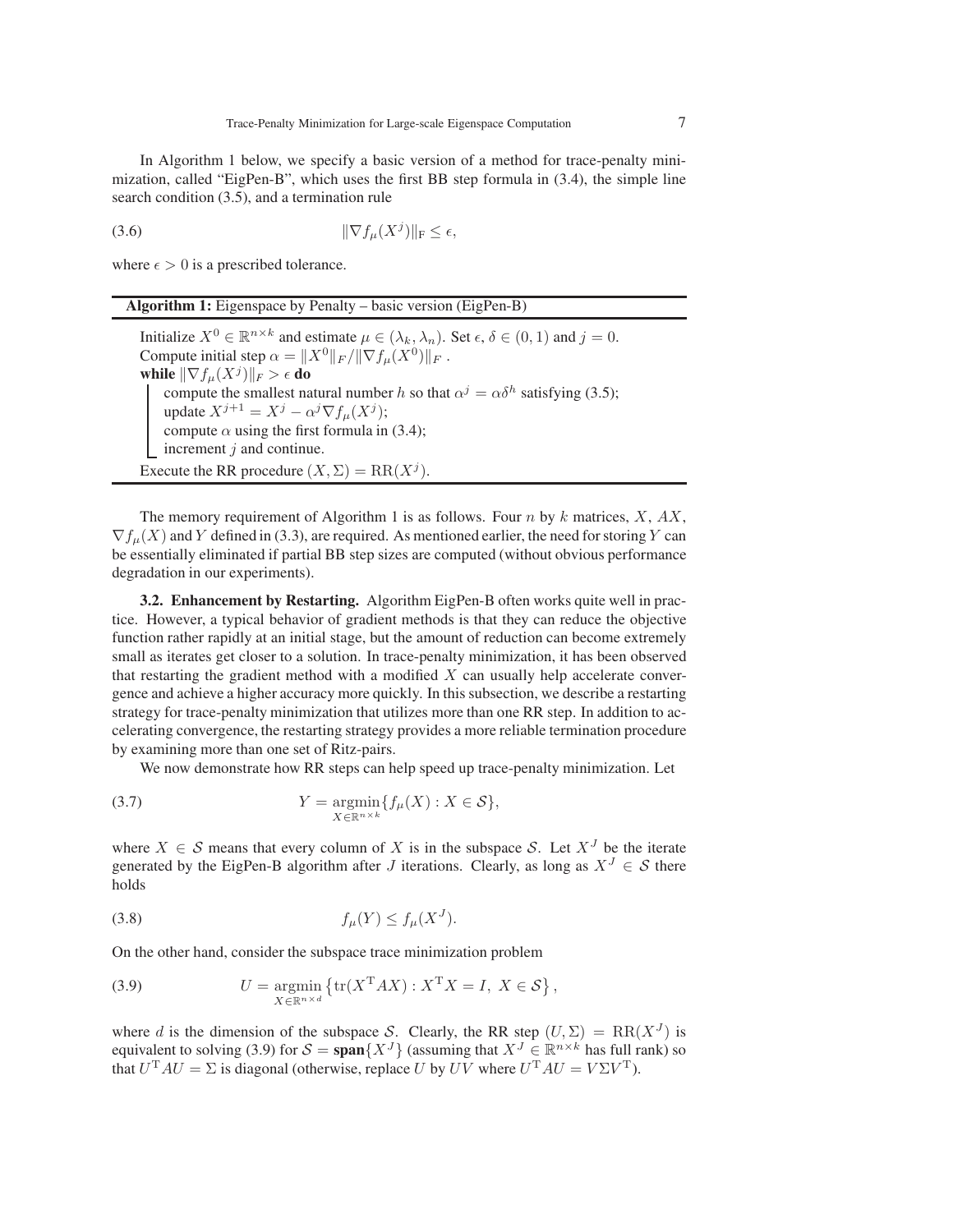In Algorithm 1 below, we specify a basic version of a method for trace-penalty minimization, called "EigPen-B", which uses the first BB step formula in (3.4), the simple line search condition (3.5), and a termination rule

$$\|\nabla f_\mu(X^j)\|_{\mathrm{F}} \leq \epsilon, \tag{3.6}$$

where $\epsilon > 0$ is a prescribed tolerance.

---

**Algorithm 1:** Eigenspace by Penalty – basic version (EigPen-B)

---

Initialize $X^0 \in \mathbb{R}^{n\times k}$ and estimate $\mu \in (\lambda_k, \lambda_n)$. Set $\epsilon$, $\delta \in (0, 1)$ and $j = 0$.
Compute initial step $\alpha = \|X^0\|_F / \|\nabla f_\mu(X^0)\|_F$ .
**while** $\|\nabla f_\mu(X^j)\|_F > \epsilon$ **do**
- compute the smallest natural number $h$ so that $\alpha^j = \alpha\delta^h$ satisfying (3.5);
- update $X^{j+1} = X^j - \alpha^j \nabla f_\mu(X^j)$;
- compute $\alpha$ using the first formula in (3.4);
- increment $j$ and continue.

Execute the RR procedure $(X, \Sigma) = \mathrm{RR}(X^j)$.

---

The memory requirement of Algorithm 1 is as follows. Four $n$ by $k$ matrices, $X$, $AX$, $\nabla f_\mu(X)$ and $Y$ defined in (3.3), are required. As mentioned earlier, the need for storing $Y$ can be essentially eliminated if partial BB step sizes are computed (without obvious performance degradation in our experiments).

**3.2. Enhancement by Restarting.** Algorithm EigPen-B often works quite well in practice. However, a typical behavior of gradient methods is that they can reduce the objective function rather rapidly at an initial stage, but the amount of reduction can become extremely small as iterates get closer to a solution. In trace-penalty minimization, it has been observed that restarting the gradient method with a modified $X$ can usually help accelerate convergence and achieve a higher accuracy more quickly. In this subsection, we describe a restarting strategy for trace-penalty minimization that utilizes more than one RR step. In addition to accelerating convergence, the restarting strategy provides a more reliable termination procedure by examining more than one set of Ritz-pairs.

We now demonstrate how RR steps can help speed up trace-penalty minimization. Let

$$Y = \operatorname*{argmin}_{X\in\mathbb{R}^{n\times k}} \{f_\mu(X) : X \in \mathcal{S}\}, \tag{3.7}$$

where $X \in \mathcal{S}$ means that every column of $X$ is in the subspace $\mathcal{S}$. Let $X^J$ be the iterate generated by the EigPen-B algorithm after $J$ iterations. Clearly, as long as $X^J \in \mathcal{S}$ there holds

$$f_\mu(Y) \leq f_\mu(X^J). \tag{3.8}$$

On the other hand, consider the subspace trace minimization problem

$$U = \operatorname*{argmin}_{X\in\mathbb{R}^{n\times d}} \left\{ \mathrm{tr}(X^{\mathrm{T}}AX) : X^{\mathrm{T}}X = I,\ X \in \mathcal{S} \right\}, \tag{3.9}$$

where $d$ is the dimension of the subspace $\mathcal{S}$. Clearly, the RR step $(U, \Sigma) = \mathrm{RR}(X^J)$ is equivalent to solving (3.9) for $\mathcal{S} = \mathbf{span}\{X^J\}$ (assuming that $X^J \in \mathbb{R}^{n\times k}$ has full rank) so that $U^{\mathrm{T}}AU = \Sigma$ is diagonal (otherwise, replace $U$ by $UV$ where $U^{\mathrm{T}}AU = V\Sigma V^{\mathrm{T}}$).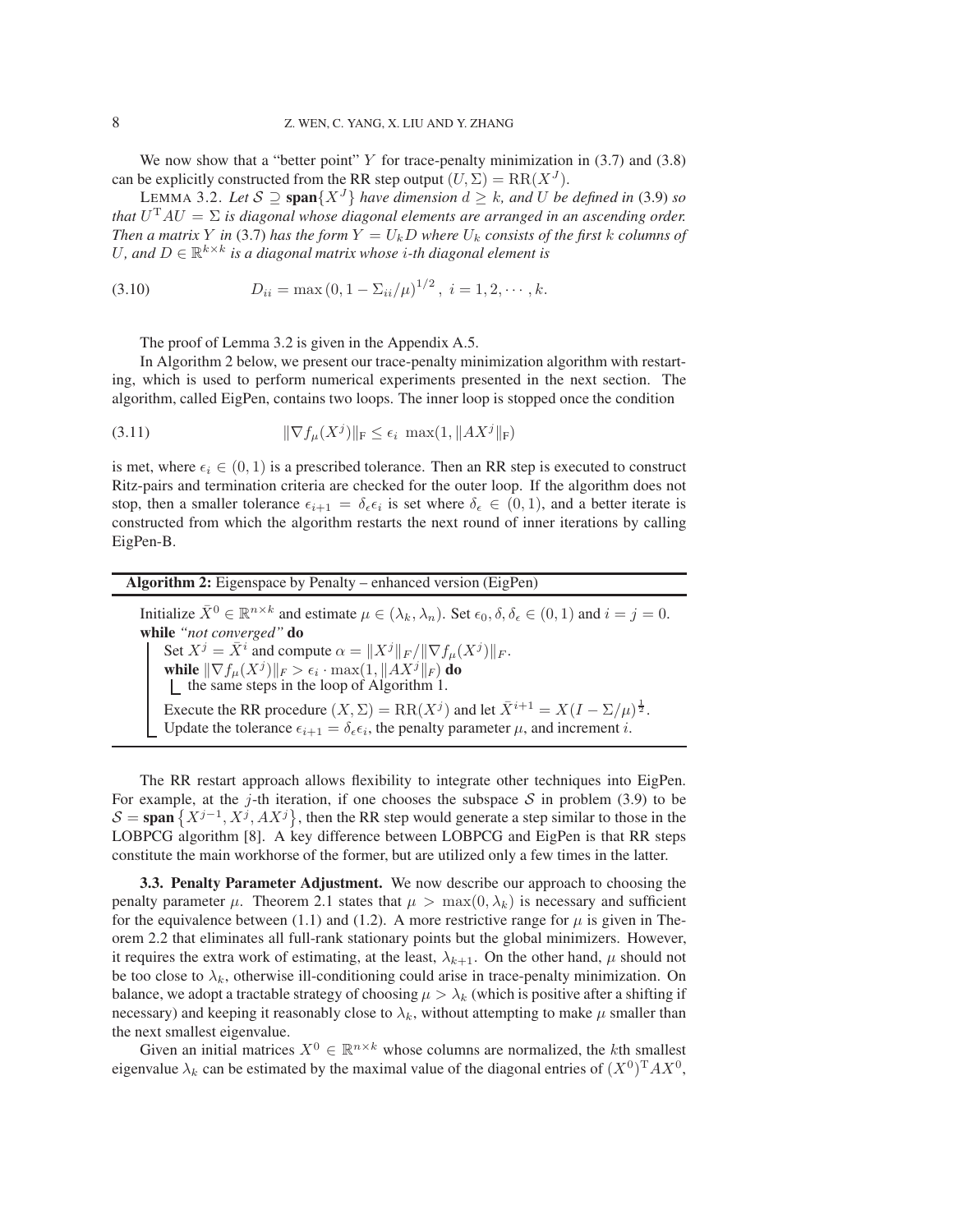We now show that a "better point" $Y$ for trace-penalty minimization in (3.7) and (3.8) can be explicitly constructed from the RR step output $(U, \Sigma) = \mathrm{RR}(X^J)$.

LEMMA 3.2. *Let $\mathcal{S} \supseteq \mathbf{span}\{X^J\}$ have dimension $d \geq k$, and $U$ be defined in (3.9) so that $U^{\mathrm{T}}AU = \Sigma$ is diagonal whose diagonal elements are arranged in an ascending order. Then a matrix $Y$ in (3.7) has the form $Y = U_k D$ where $U_k$ consists of the first $k$ columns of $U$, and $D \in \mathbb{R}^{k\times k}$ is a diagonal matrix whose $i$-th diagonal element is*

$$D_{ii} = \max\left(0, 1 - \Sigma_{ii}/\mu\right)^{1/2}, \; i = 1, 2, \cdots, k. \tag{3.10}$$

The proof of Lemma 3.2 is given in the Appendix A.5.

In Algorithm 2 below, we present our trace-penalty minimization algorithm with restarting, which is used to perform numerical experiments presented in the next section. The algorithm, called EigPen, contains two loops. The inner loop is stopped once the condition

$$\|\nabla f_\mu(X^j)\|_{\mathrm{F}} \leq \epsilon_i \; \max(1, \|AX^j\|_{\mathrm{F}}) \tag{3.11}$$

is met, where $\epsilon_i \in (0, 1)$ is a prescribed tolerance. Then an RR step is executed to construct Ritz-pairs and termination criteria are checked for the outer loop. If the algorithm does not stop, then a smaller tolerance $\epsilon_{i+1} = \delta_\epsilon \epsilon_i$ is set where $\delta_\epsilon \in (0, 1)$, and a better iterate is constructed from which the algorithm restarts the next round of inner iterations by calling EigPen-B.

---

**Algorithm 2:** Eigenspace by Penalty – enhanced version (EigPen)

---

Initialize $\bar{X}^0 \in \mathbb{R}^{n\times k}$ and estimate $\mu \in (\lambda_k, \lambda_n)$. Set $\epsilon_0, \delta, \delta_\epsilon \in (0, 1)$ and $i = j = 0$.
**while** *"not converged"* **do**
  Set $X^j = \bar{X}^i$ and compute $\alpha = \|X^j\|_F / \|\nabla f_\mu(X^j)\|_F$.
  **while** $\|\nabla f_\mu(X^j)\|_F > \epsilon_i \cdot \max(1, \|AX^j\|_F)$ **do**
    the same steps in the loop of Algorithm 1.
  Execute the RR procedure $(X, \Sigma) = \mathrm{RR}(X^j)$ and let $\bar{X}^{i+1} = X(I - \Sigma/\mu)^{\frac{1}{2}}$.
  Update the tolerance $\epsilon_{i+1} = \delta_\epsilon \epsilon_i$, the penalty parameter $\mu$, and increment $i$.

---

The RR restart approach allows flexibility to integrate other techniques into EigPen. For example, at the $j$-th iteration, if one chooses the subspace $\mathcal{S}$ in problem (3.9) to be $\mathcal{S} = \mathbf{span}\left\{X^{j-1}, X^j, AX^j\right\}$, then the RR step would generate a step similar to those in the LOBPCG algorithm [8]. A key difference between LOBPCG and EigPen is that RR steps constitute the main workhorse of the former, but are utilized only a few times in the latter.

**3.3. Penalty Parameter Adjustment.** We now describe our approach to choosing the penalty parameter $\mu$. Theorem 2.1 states that $\mu > \max(0, \lambda_k)$ is necessary and sufficient for the equivalence between (1.1) and (1.2). A more restrictive range for $\mu$ is given in Theorem 2.2 that eliminates all full-rank stationary points but the global minimizers. However, it requires the extra work of estimating, at the least, $\lambda_{k+1}$. On the other hand, $\mu$ should not be too close to $\lambda_k$, otherwise ill-conditioning could arise in trace-penalty minimization. On balance, we adopt a tractable strategy of choosing $\mu > \lambda_k$ (which is positive after a shifting if necessary) and keeping it reasonably close to $\lambda_k$, without attempting to make $\mu$ smaller than the next smallest eigenvalue.

Given an initial matrices $X^0 \in \mathbb{R}^{n\times k}$ whose columns are normalized, the $k$th smallest eigenvalue $\lambda_k$ can be estimated by the maximal value of the diagonal entries of $(X^0)^{\mathrm{T}}AX^0$,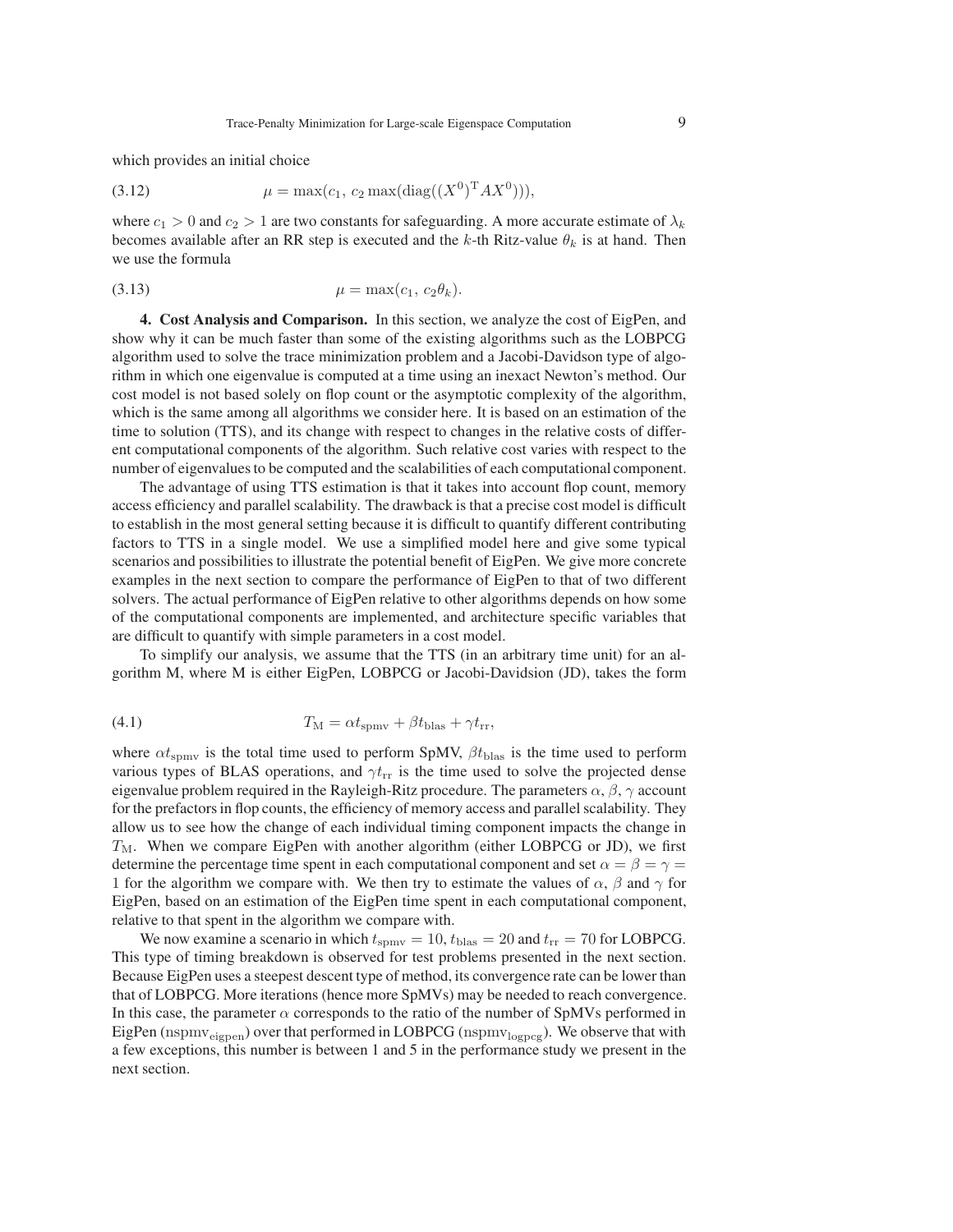which provides an initial choice

$$\mu = \max(c_1,\ c_2 \max(\mathrm{diag}((X^0)^{\mathrm{T}} A X^0))), \tag{3.12}$$

where $c_1 > 0$ and $c_2 > 1$ are two constants for safeguarding. A more accurate estimate of $\lambda_k$ becomes available after an RR step is executed and the $k$-th Ritz-value $\theta_k$ is at hand. Then we use the formula

$$\mu = \max(c_1,\ c_2 \theta_k). \tag{3.13}$$

**4. Cost Analysis and Comparison.** In this section, we analyze the cost of EigPen, and show why it can be much faster than some of the existing algorithms such as the LOBPCG algorithm used to solve the trace minimization problem and a Jacobi-Davidson type of algorithm in which one eigenvalue is computed at a time using an inexact Newton's method. Our cost model is not based solely on flop count or the asymptotic complexity of the algorithm, which is the same among all algorithms we consider here. It is based on an estimation of the time to solution (TTS), and its change with respect to changes in the relative costs of different computational components of the algorithm. Such relative cost varies with respect to the number of eigenvalues to be computed and the scalabilities of each computational component.

The advantage of using TTS estimation is that it takes into account flop count, memory access efficiency and parallel scalability. The drawback is that a precise cost model is difficult to establish in the most general setting because it is difficult to quantify different contributing factors to TTS in a single model. We use a simplified model here and give some typical scenarios and possibilities to illustrate the potential benefit of EigPen. We give more concrete examples in the next section to compare the performance of EigPen to that of two different solvers. The actual performance of EigPen relative to other algorithms depends on how some of the computational components are implemented, and architecture specific variables that are difficult to quantify with simple parameters in a cost model.

To simplify our analysis, we assume that the TTS (in an arbitrary time unit) for an algorithm M, where M is either EigPen, LOBPCG or Jacobi-Davidsion (JD), takes the form

$$T_{\mathrm{M}} = \alpha t_{\mathrm{spmv}} + \beta t_{\mathrm{blas}} + \gamma t_{\mathrm{rr}}, \tag{4.1}$$

where $\alpha t_{\mathrm{spmv}}$ is the total time used to perform SpMV, $\beta t_{\mathrm{blas}}$ is the time used to perform various types of BLAS operations, and $\gamma t_{\mathrm{rr}}$ is the time used to solve the projected dense eigenvalue problem required in the Rayleigh-Ritz procedure. The parameters $\alpha$, $\beta$, $\gamma$ account for the prefactors in flop counts, the efficiency of memory access and parallel scalability. They allow us to see how the change of each individual timing component impacts the change in $T_{\mathrm{M}}$. When we compare EigPen with another algorithm (either LOBPCG or JD), we first determine the percentage time spent in each computational component and set $\alpha = \beta = \gamma = 1$ for the algorithm we compare with. We then try to estimate the values of $\alpha$, $\beta$ and $\gamma$ for EigPen, based on an estimation of the EigPen time spent in each computational component, relative to that spent in the algorithm we compare with.

We now examine a scenario in which $t_{\mathrm{spmv}} = 10$, $t_{\mathrm{blas}} = 20$ and $t_{\mathrm{rr}} = 70$ for LOBPCG. This type of timing breakdown is observed for test problems presented in the next section. Because EigPen uses a steepest descent type of method, its convergence rate can be lower than that of LOBPCG. More iterations (hence more SpMVs) may be needed to reach convergence. In this case, the parameter $\alpha$ corresponds to the ratio of the number of SpMVs performed in EigPen ($\mathrm{nspmv}_{\mathrm{eigpen}}$) over that performed in LOBPCG ($\mathrm{nspmv}_{\mathrm{logpcg}}$). We observe that with a few exceptions, this number is between 1 and 5 in the performance study we present in the next section.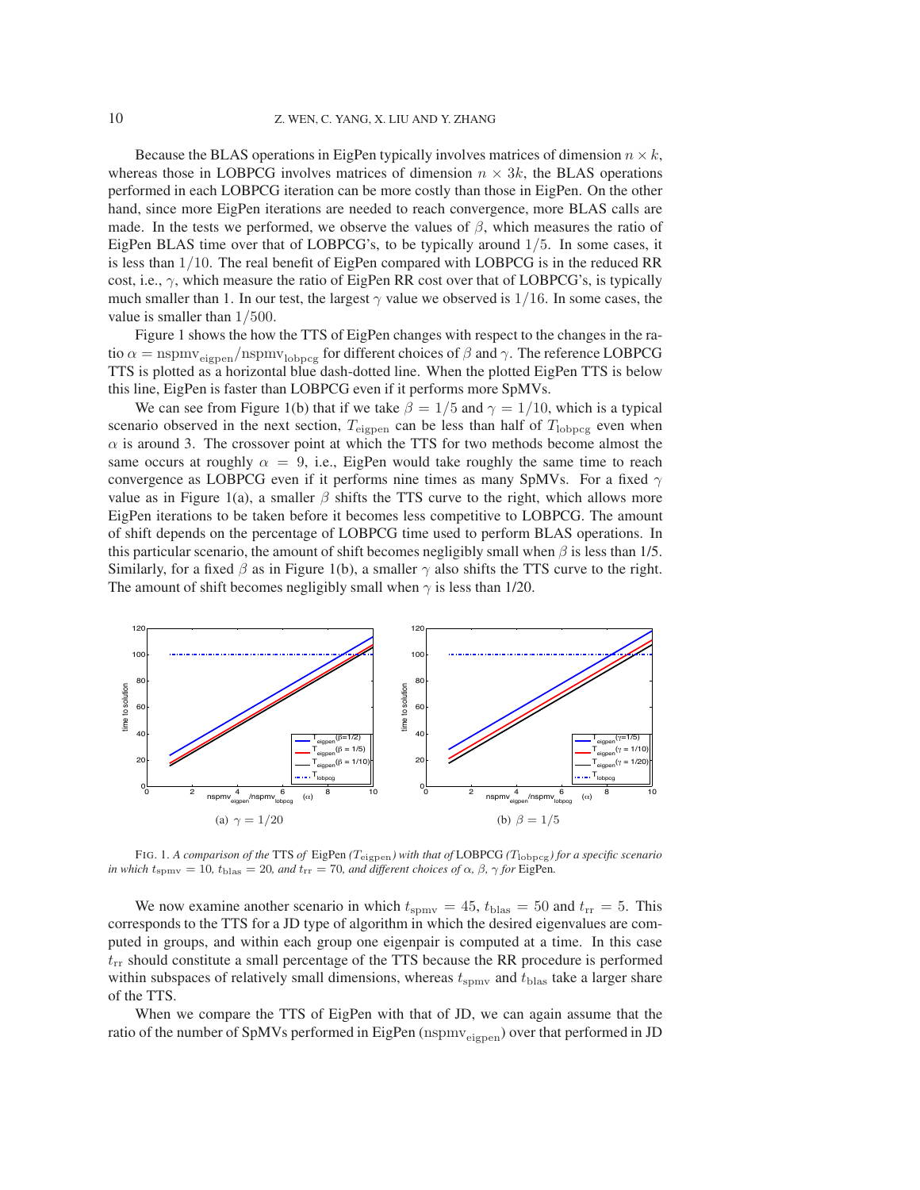Because the BLAS operations in EigPen typically involves matrices of dimension $n \times k$, whereas those in LOBPCG involves matrices of dimension $n \times 3k$, the BLAS operations performed in each LOBPCG iteration can be more costly than those in EigPen. On the other hand, since more EigPen iterations are needed to reach convergence, more BLAS calls are made. In the tests we performed, we observe the values of $\beta$, which measures the ratio of EigPen BLAS time over that of LOBPCG's, to be typically around $1/5$. In some cases, it is less than $1/10$. The real benefit of EigPen compared with LOBPCG is in the reduced RR cost, i.e., $\gamma$, which measure the ratio of EigPen RR cost over that of LOBPCG's, is typically much smaller than 1. In our test, the largest $\gamma$ value we observed is $1/16$. In some cases, the value is smaller than $1/500$.

Figure 1 shows the how the TTS of EigPen changes with respect to the changes in the ratio $\alpha = \mathrm{nspmv}_{\mathrm{eigpen}}/\mathrm{nspmv}_{\mathrm{lobpcg}}$ for different choices of $\beta$ and $\gamma$. The reference LOBPCG TTS is plotted as a horizontal blue dash-dotted line. When the plotted EigPen TTS is below this line, EigPen is faster than LOBPCG even if it performs more SpMVs.

We can see from Figure 1(b) that if we take $\beta = 1/5$ and $\gamma = 1/10$, which is a typical scenario observed in the next section, $T_{\mathrm{eigpen}}$ can be less than half of $T_{\mathrm{lobpcg}}$ even when $\alpha$ is around 3. The crossover point at which the TTS for two methods become almost the same occurs at roughly $\alpha = 9$, i.e., EigPen would take roughly the same time to reach convergence as LOBPCG even if it performs nine times as many SpMVs. For a fixed $\gamma$ value as in Figure 1(a), a smaller $\beta$ shifts the TTS curve to the right, which allows more EigPen iterations to be taken before it becomes less competitive to LOBPCG. The amount of shift depends on the percentage of LOBPCG time used to perform BLAS operations. In this particular scenario, the amount of shift becomes negligibly small when $\beta$ is less than 1/5. Similarly, for a fixed $\beta$ as in Figure 1(b), a smaller $\gamma$ also shifts the TTS curve to the right. The amount of shift becomes negligibly small when $\gamma$ is less than 1/20.

(a) $\gamma = 1/20$

(b) $\beta = 1/5$

FIG. 1. *A comparison of the* TTS *of* EigPen *($T_{\mathrm{eigpen}}$) with that of* LOBPCG *($T_{\mathrm{lobpcg}}$) for a specific scenario in which $t_{\mathrm{spmv}} = 10$, $t_{\mathrm{blas}} = 20$, and $t_{\mathrm{rr}} = 70$, and different choices of $\alpha$, $\beta$, $\gamma$ for* EigPen.

We now examine another scenario in which $t_{\mathrm{spmv}} = 45$, $t_{\mathrm{blas}} = 50$ and $t_{\mathrm{rr}} = 5$. This corresponds to the TTS for a JD type of algorithm in which the desired eigenvalues are computed in groups, and within each group one eigenpair is computed at a time. In this case $t_{\mathrm{rr}}$ should constitute a small percentage of the TTS because the RR procedure is performed within subspaces of relatively small dimensions, whereas $t_{\mathrm{spmv}}$ and $t_{\mathrm{blas}}$ take a larger share of the TTS.

When we compare the TTS of EigPen with that of JD, we can again assume that the ratio of the number of SpMVs performed in EigPen ($\mathrm{nspmv}_{\mathrm{eigpen}}$) over that performed in JD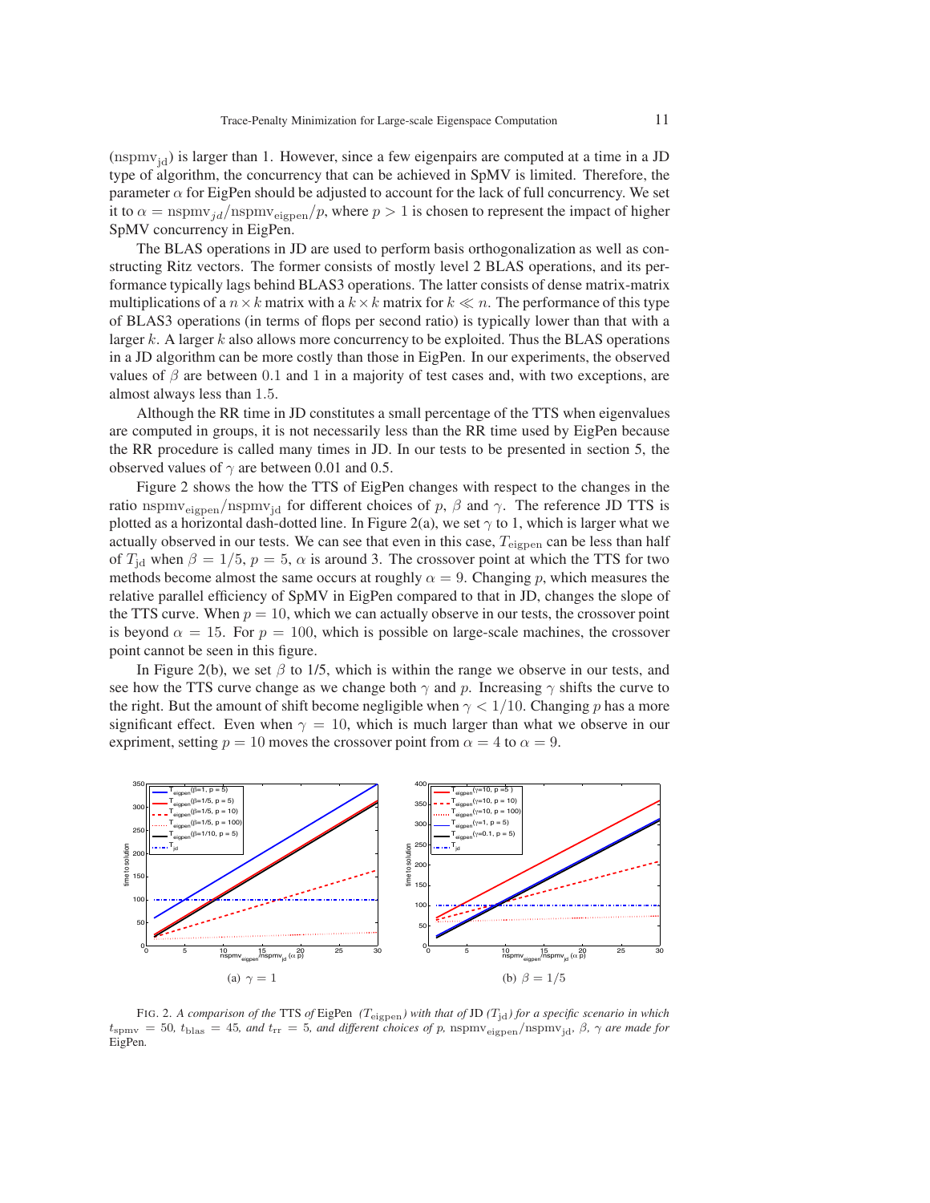($\mathrm{nspmv_{jd}}$) is larger than 1. However, since a few eigenpairs are computed at a time in a JD type of algorithm, the concurrency that can be achieved in SpMV is limited. Therefore, the parameter $\alpha$ for EigPen should be adjusted to account for the lack of full concurrency. We set it to $\alpha = \mathrm{nspmv}_{jd}/\mathrm{nspmv_{eigpen}}/p$, where $p > 1$ is chosen to represent the impact of higher SpMV concurrency in EigPen.

The BLAS operations in JD are used to perform basis orthogonalization as well as constructing Ritz vectors. The former consists of mostly level 2 BLAS operations, and its performance typically lags behind BLAS3 operations. The latter consists of dense matrix-matrix multiplications of a $n \times k$ matrix with a $k \times k$ matrix for $k \ll n$. The performance of this type of BLAS3 operations (in terms of flops per second ratio) is typically lower than that with a larger $k$. A larger $k$ also allows more concurrency to be exploited. Thus the BLAS operations in a JD algorithm can be more costly than those in EigPen. In our experiments, the observed values of $\beta$ are between 0.1 and 1 in a majority of test cases and, with two exceptions, are almost always less than 1.5.

Although the RR time in JD constitutes a small percentage of the TTS when eigenvalues are computed in groups, it is not necessarily less than the RR time used by EigPen because the RR procedure is called many times in JD. In our tests to be presented in section 5, the observed values of $\gamma$ are between 0.01 and 0.5.

Figure 2 shows the how the TTS of EigPen changes with respect to the changes in the ratio $\mathrm{nspmv_{eigpen}}/\mathrm{nspmv_{jd}}$ for different choices of $p$, $\beta$ and $\gamma$. The reference JD TTS is plotted as a horizontal dash-dotted line. In Figure 2(a), we set $\gamma$ to 1, which is larger what we actually observed in our tests. We can see that even in this case, $T_{\mathrm{eigpen}}$ can be less than half of $T_{\mathrm{jd}}$ when $\beta = 1/5$, $p = 5$, $\alpha$ is around 3. The crossover point at which the TTS for two methods become almost the same occurs at roughly $\alpha = 9$. Changing $p$, which measures the relative parallel efficiency of SpMV in EigPen compared to that in JD, changes the slope of the TTS curve. When $p = 10$, which we can actually observe in our tests, the crossover point is beyond $\alpha = 15$. For $p = 100$, which is possible on large-scale machines, the crossover point cannot be seen in this figure.

In Figure 2(b), we set $\beta$ to 1/5, which is within the range we observe in our tests, and see how the TTS curve change as we change both $\gamma$ and $p$. Increasing $\gamma$ shifts the curve to the right. But the amount of shift become negligible when $\gamma < 1/10$. Changing $p$ has a more significant effect. Even when $\gamma = 10$, which is much larger than what we observe in our expriment, setting $p = 10$ moves the crossover point from $\alpha = 4$ to $\alpha = 9$.

(a) $\gamma = 1$

(b) $\beta = 1/5$

FIG. 2. *A comparison of the* TTS *of* EigPen *($T_{\mathrm{eigpen}}$) with that of* JD *($T_{\mathrm{jd}}$) for a specific scenario in which $t_{\mathrm{spmv}} = 50$, $t_{\mathrm{blas}} = 45$, and $t_{\mathrm{rr}} = 5$, and different choices of p, $\mathrm{nspmv_{eigpen}}/\mathrm{nspmv_{jd}}$, $\beta$, $\gamma$ are made for* EigPen*.*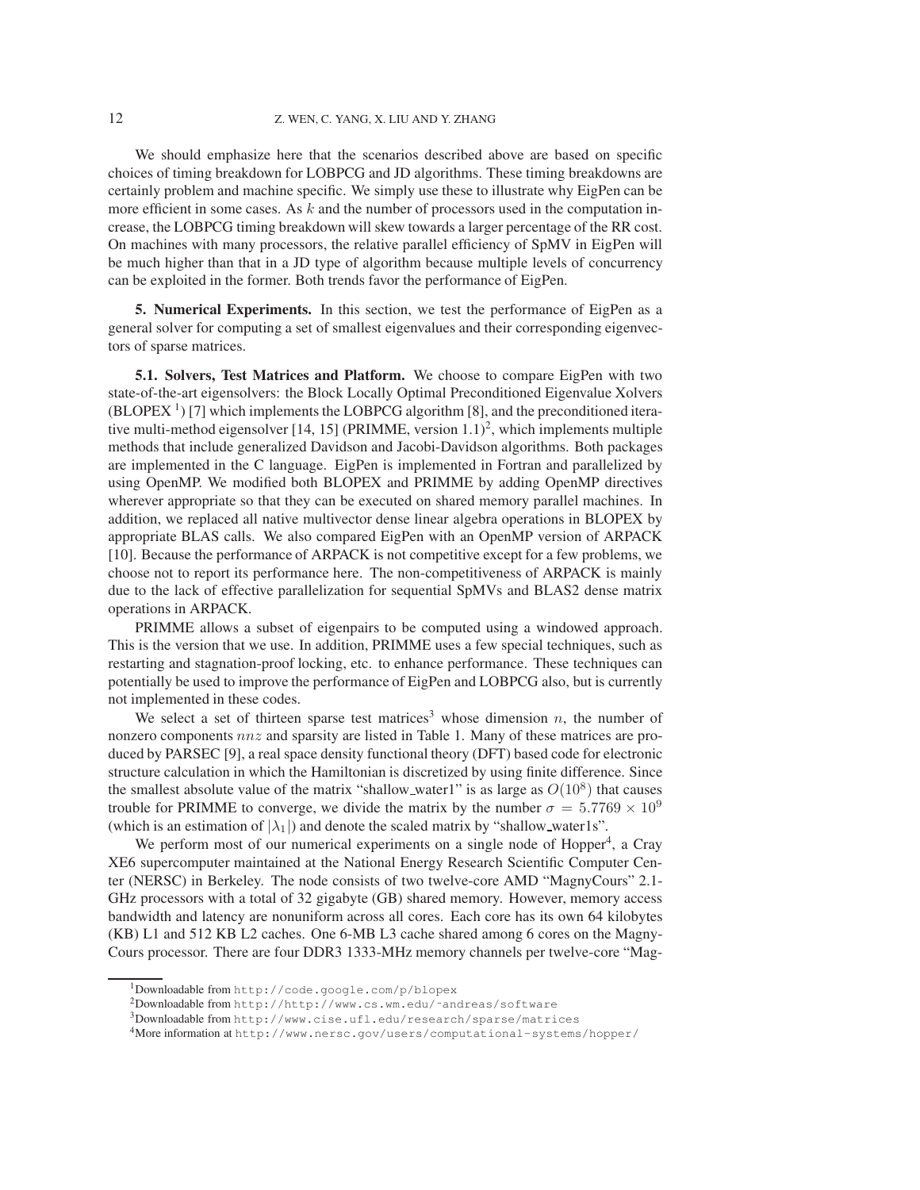We should emphasize here that the scenarios described above are based on specific choices of timing breakdown for LOBPCG and JD algorithms. These timing breakdowns are certainly problem and machine specific. We simply use these to illustrate why EigPen can be more efficient in some cases. As $k$ and the number of processors used in the computation increase, the LOBPCG timing breakdown will skew towards a larger percentage of the RR cost. On machines with many processors, the relative parallel efficiency of SpMV in EigPen will be much higher than that in a JD type of algorithm because multiple levels of concurrency can be exploited in the former. Both trends favor the performance of EigPen.

## 5. Numerical Experiments.

In this section, we test the performance of EigPen as a general solver for computing a set of smallest eigenvalues and their corresponding eigenvectors of sparse matrices.

### 5.1. Solvers, Test Matrices and Platform.

We choose to compare EigPen with two state-of-the-art eigensolvers: the Block Locally Optimal Preconditioned Eigenvalue Xolvers (BLOPEX [1]) [7] which implements the LOBPCG algorithm [8], and the preconditioned iterative multi-method eigensolver [14, 15] (PRIMME, version 1.1)[2], which implements multiple methods that include generalized Davidson and Jacobi-Davidson algorithms. Both packages are implemented in the C language. EigPen is implemented in Fortran and parallelized by using OpenMP. We modified both BLOPEX and PRIMME by adding OpenMP directives wherever appropriate so that they can be executed on shared memory parallel machines. In addition, we replaced all native multivector dense linear algebra operations in BLOPEX by appropriate BLAS calls. We also compared EigPen with an OpenMP version of ARPACK [10]. Because the performance of ARPACK is not competitive except for a few problems, we choose not to report its performance here. The non-competitiveness of ARPACK is mainly due to the lack of effective parallelization for sequential SpMVs and BLAS2 dense matrix operations in ARPACK.

PRIMME allows a subset of eigenpairs to be computed using a windowed approach. This is the version that we use. In addition, PRIMME uses a few special techniques, such as restarting and stagnation-proof locking, etc. to enhance performance. These techniques can potentially be used to improve the performance of EigPen and LOBPCG also, but is currently not implemented in these codes.

We select a set of thirteen sparse test matrices[3] whose dimension $n$, the number of nonzero components $nnz$ and sparsity are listed in Table 1. Many of these matrices are produced by PARSEC [9], a real space density functional theory (DFT) based code for electronic structure calculation in which the Hamiltonian is discretized by using finite difference. Since the smallest absolute value of the matrix "shallow_water1" is as large as $O(10^8)$ that causes trouble for PRIMME to converge, we divide the matrix by the number $\sigma = 5.7769 \times 10^9$ (which is an estimation of $|\lambda_1|$) and denote the scaled matrix by "shallow_water1s".

We perform most of our numerical experiments on a single node of Hopper[4], a Cray XE6 supercomputer maintained at the National Energy Research Scientific Computer Center (NERSC) in Berkeley. The node consists of two twelve-core AMD "MagnyCours" 2.1-GHz processors with a total of 32 gigabyte (GB) shared memory. However, memory access bandwidth and latency are nonuniform across all cores. Each core has its own 64 kilobytes (KB) L1 and 512 KB L2 caches. One 6-MB L3 cache shared among 6 cores on the MagnyCours processor. There are four DDR3 1333-MHz memory channels per twelve-core "Mag-

---

[1] Downloadable from http://code.google.com/p/blopex

[2] Downloadable from http://http://www.cs.wm.edu/~andreas/software

[3] Downloadable from http://www.cise.ufl.edu/research/sparse/matrices

[4] More information at http://www.nersc.gov/users/computational-systems/hopper/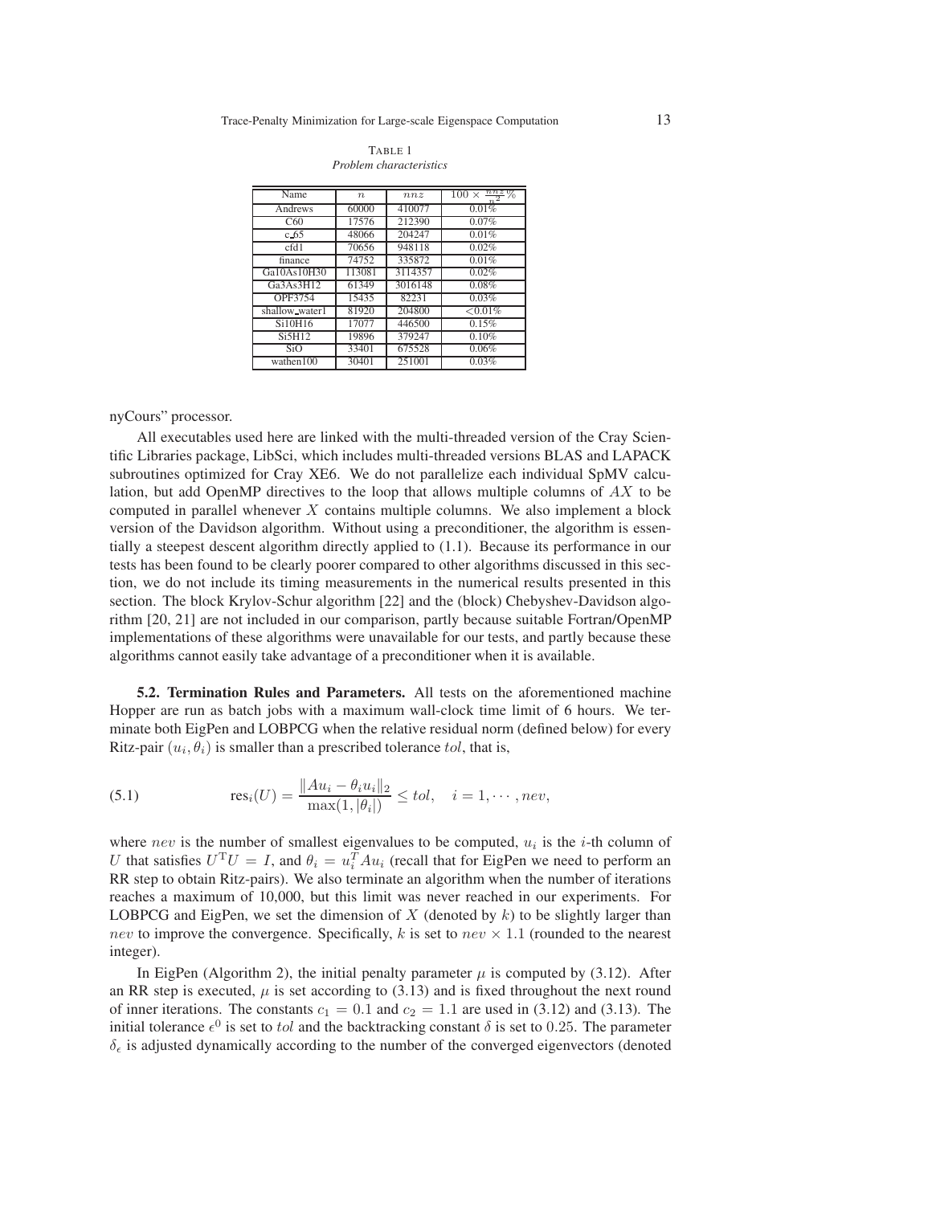TABLE 1
*Problem characteristics*

| Name | $n$ | $nnz$ | $100 \times \frac{nnz}{n^2}\%$ |
|---|---|---|---|
| Andrews | 60000 | 410077 | 0.01% |
| C60 | 17576 | 212390 | 0.07% |
| c_65 | 48066 | 204247 | 0.01% |
| cfd1 | 70656 | 948118 | 0.02% |
| finance | 74752 | 335872 | 0.01% |
| Ga10As10H30 | 113081 | 3114357 | 0.02% |
| Ga3As3H12 | 61349 | 3016148 | 0.08% |
| OPF3754 | 15435 | 82231 | 0.03% |
| shallow_water1 | 81920 | 204800 | <0.01% |
| Si10H16 | 17077 | 446500 | 0.15% |
| Si5H12 | 19896 | 379247 | 0.10% |
| SiO | 33401 | 675528 | 0.06% |
| wathen100 | 30401 | 251001 | 0.03% |

nyCours" processor.

All executables used here are linked with the multi-threaded version of the Cray Scientific Libraries package, LibSci, which includes multi-threaded versions BLAS and LAPACK subroutines optimized for Cray XE6. We do not parallelize each individual SpMV calculation, but add OpenMP directives to the loop that allows multiple columns of $AX$ to be computed in parallel whenever $X$ contains multiple columns. We also implement a block version of the Davidson algorithm. Without using a preconditioner, the algorithm is essentially a steepest descent algorithm directly applied to (1.1). Because its performance in our tests has been found to be clearly poorer compared to other algorithms discussed in this section, we do not include its timing measurements in the numerical results presented in this section. The block Krylov-Schur algorithm [22] and the (block) Chebyshev-Davidson algorithm [20, 21] are not included in our comparison, partly because suitable Fortran/OpenMP implementations of these algorithms were unavailable for our tests, and partly because these algorithms cannot easily take advantage of a preconditioner when it is available.

**5.2. Termination Rules and Parameters.** All tests on the aforementioned machine Hopper are run as batch jobs with a maximum wall-clock time limit of 6 hours. We terminate both EigPen and LOBPCG when the relative residual norm (defined below) for every Ritz-pair $(u_i, \theta_i)$ is smaller than a prescribed tolerance $tol$, that is,

$$\text{res}_i(U) = \frac{\|Au_i - \theta_i u_i\|_2}{\max(1, |\theta_i|)} \leq tol, \quad i = 1, \cdots, nev, \tag{5.1}$$

where $nev$ is the number of smallest eigenvalues to be computed, $u_i$ is the $i$-th column of $U$ that satisfies $U^{\mathrm{T}}U = I$, and $\theta_i = u_i^T A u_i$ (recall that for EigPen we need to perform an RR step to obtain Ritz-pairs). We also terminate an algorithm when the number of iterations reaches a maximum of 10,000, but this limit was never reached in our experiments. For LOBPCG and EigPen, we set the dimension of $X$ (denoted by $k$) to be slightly larger than $nev$ to improve the convergence. Specifically, $k$ is set to $nev \times 1.1$ (rounded to the nearest integer).

In EigPen (Algorithm 2), the initial penalty parameter $\mu$ is computed by (3.12). After an RR step is executed, $\mu$ is set according to (3.13) and is fixed throughout the next round of inner iterations. The constants $c_1 = 0.1$ and $c_2 = 1.1$ are used in (3.12) and (3.13). The initial tolerance $\epsilon^0$ is set to $tol$ and the backtracking constant $\delta$ is set to $0.25$. The parameter $\delta_\epsilon$ is adjusted dynamically according to the number of the converged eigenvectors (denoted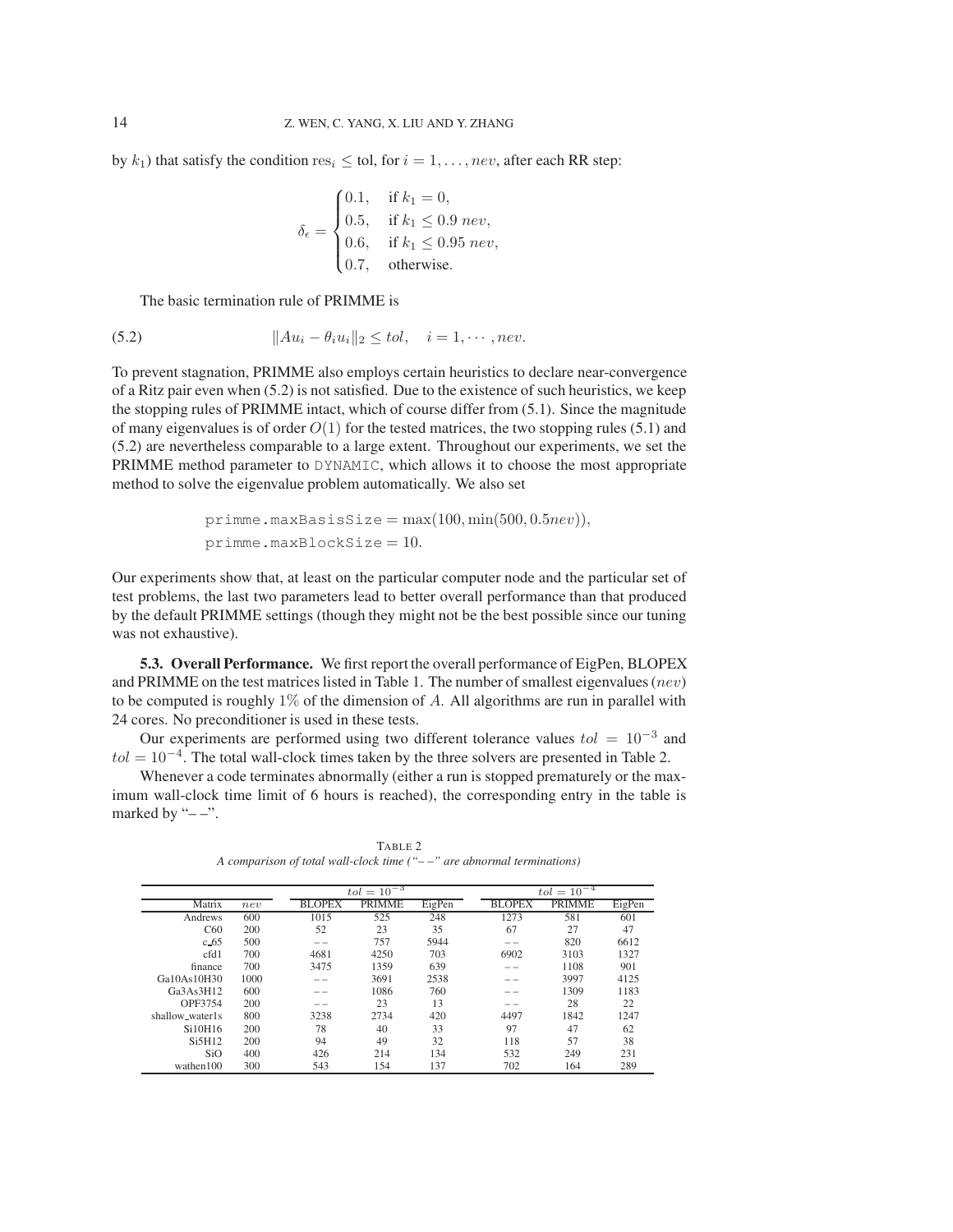by $k_1$) that satisfy the condition $\text{res}_i \le \text{tol}$, for $i = 1, \ldots, nev$, after each RR step:

$$\delta_\epsilon = \begin{cases} 0.1, & \text{if } k_1 = 0, \\ 0.5, & \text{if } k_1 \le 0.9\ nev, \\ 0.6, & \text{if } k_1 \le 0.95\ nev, \\ 0.7, & \text{otherwise.} \end{cases}$$

The basic termination rule of PRIMME is

$$\|Au_i - \theta_i u_i\|_2 \le tol, \quad i = 1, \cdots, nev. \tag{5.2}$$

To prevent stagnation, PRIMME also employs certain heuristics to declare near-convergence of a Ritz pair even when (5.2) is not satisfied. Due to the existence of such heuristics, we keep the stopping rules of PRIMME intact, which of course differ from (5.1). Since the magnitude of many eigenvalues is of order $O(1)$ for the tested matrices, the two stopping rules (5.1) and (5.2) are nevertheless comparable to a large extent. Throughout our experiments, we set the PRIMME method parameter to `DYNAMIC`, which allows it to choose the most appropriate method to solve the eigenvalue problem automatically. We also set

$$\texttt{primme.maxBasisSize} = \max(100, \min(500, 0.5nev)),$$
$$\texttt{primme.maxBlockSize} = 10.$$

Our experiments show that, at least on the particular computer node and the particular set of test problems, the last two parameters lead to better overall performance than that produced by the default PRIMME settings (though they might not be the best possible since our tuning was not exhaustive).

**5.3. Overall Performance.** We first report the overall performance of EigPen, BLOPEX and PRIMME on the test matrices listed in Table 1. The number of smallest eigenvalues ($nev$) to be computed is roughly 1% of the dimension of $A$. All algorithms are run in parallel with 24 cores. No preconditioner is used in these tests.

Our experiments are performed using two different tolerance values $tol = 10^{-3}$ and $tol = 10^{-4}$. The total wall-clock times taken by the three solvers are presented in Table 2.

Whenever a code terminates abnormally (either a run is stopped prematurely or the maximum wall-clock time limit of 6 hours is reached), the corresponding entry in the table is marked by "– –".

TABLE 2
*A comparison of total wall-clock time ("– –" are abnormal terminations)*

| | | $tol = 10^{-3}$ | | | $tol = 10^{-4}$ | | |
|---|---|---|---|---|---|---|---|
| Matrix | $nev$ | BLOPEX | PRIMME | EigPen | BLOPEX | PRIMME | EigPen |
| Andrews | 600 | 1015 | 525 | 248 | 1273 | 581 | 601 |
| C60 | 200 | 52 | 23 | 35 | 67 | 27 | 47 |
| c_65 | 500 | – – | 757 | 5944 | – – | 820 | 6612 |
| cfd1 | 700 | 4681 | 4250 | 703 | 6902 | 3103 | 1327 |
| finance | 700 | 3475 | 1359 | 639 | – – | 1108 | 901 |
| Ga10As10H30 | 1000 | – – | 3691 | 2538 | – – | 3997 | 4125 |
| Ga3As3H12 | 600 | – – | 1086 | 760 | – – | 1309 | 1183 |
| OPF3754 | 200 | – – | 23 | 13 | – – | 28 | 22 |
| shallow_water1s | 800 | 3238 | 2734 | 420 | 4497 | 1842 | 1247 |
| Si10H16 | 200 | 78 | 40 | 33 | 97 | 47 | 62 |
| Si5H12 | 200 | 94 | 49 | 32 | 118 | 57 | 38 |
| SiO | 400 | 426 | 214 | 134 | 532 | 249 | 231 |
| wathen100 | 300 | 543 | 154 | 137 | 702 | 164 | 289 |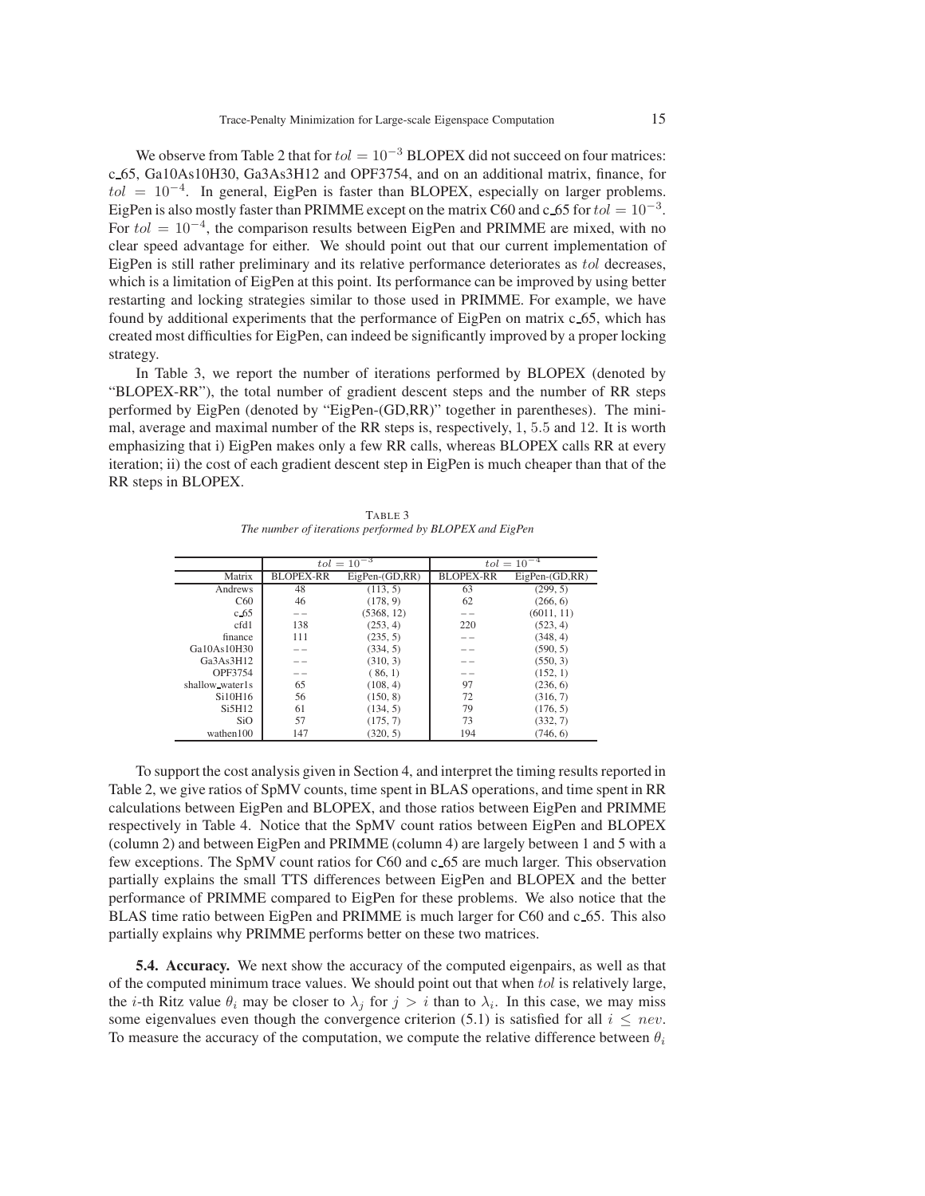We observe from Table 2 that for $tol = 10^{-3}$ BLOPEX did not succeed on four matrices: c_65, Ga10As10H30, Ga3As3H12 and OPF3754, and on an additional matrix, finance, for $tol = 10^{-4}$. In general, EigPen is faster than BLOPEX, especially on larger problems. EigPen is also mostly faster than PRIMME except on the matrix C60 and c_65 for $tol = 10^{-3}$. For $tol = 10^{-4}$, the comparison results between EigPen and PRIMME are mixed, with no clear speed advantage for either. We should point out that our current implementation of EigPen is still rather preliminary and its relative performance deteriorates as $tol$ decreases, which is a limitation of EigPen at this point. Its performance can be improved by using better restarting and locking strategies similar to those used in PRIMME. For example, we have found by additional experiments that the performance of EigPen on matrix c_65, which has created most difficulties for EigPen, can indeed be significantly improved by a proper locking strategy.

In Table 3, we report the number of iterations performed by BLOPEX (denoted by "BLOPEX-RR"), the total number of gradient descent steps and the number of RR steps performed by EigPen (denoted by "EigPen-(GD,RR)" together in parentheses). The minimal, average and maximal number of the RR steps is, respectively, 1, 5.5 and 12. It is worth emphasizing that i) EigPen makes only a few RR calls, whereas BLOPEX calls RR at every iteration; ii) the cost of each gradient descent step in EigPen is much cheaper than that of the RR steps in BLOPEX.

TABLE 3
*The number of iterations performed by BLOPEX and EigPen*

| | $tol = 10^{-3}$ | | $tol = 10^{-4}$ | |
|---|---|---|---|---|
| Matrix | BLOPEX-RR | EigPen-(GD,RR) | BLOPEX-RR | EigPen-(GD,RR) |
| Andrews | 48 | (113, 5) | 63 | (299, 5) |
| C60 | 46 | (178, 9) | 62 | (266, 6) |
| c_65 | −− | (5368, 12) | −− | (6011, 11) |
| cfd1 | 138 | (253, 4) | 220 | (523, 4) |
| finance | 111 | (235, 5) | −− | (348, 4) |
| Ga10As10H30 | −− | (334, 5) | −− | (590, 5) |
| Ga3As3H12 | −− | (310, 3) | −− | (550, 3) |
| OPF3754 | −− | ( 86, 1) | −− | (152, 1) |
| shallow_water1s | 65 | (108, 4) | 97 | (236, 6) |
| Si10H16 | 56 | (150, 8) | 72 | (316, 7) |
| Si5H12 | 61 | (134, 5) | 79 | (176, 5) |
| SiO | 57 | (175, 7) | 73 | (332, 7) |
| wathen100 | 147 | (320, 5) | 194 | (746, 6) |

To support the cost analysis given in Section 4, and interpret the timing results reported in Table 2, we give ratios of SpMV counts, time spent in BLAS operations, and time spent in RR calculations between EigPen and BLOPEX, and those ratios between EigPen and PRIMME respectively in Table 4. Notice that the SpMV count ratios between EigPen and BLOPEX (column 2) and between EigPen and PRIMME (column 4) are largely between 1 and 5 with a few exceptions. The SpMV count ratios for C60 and c_65 are much larger. This observation partially explains the small TTS differences between EigPen and BLOPEX and the better performance of PRIMME compared to EigPen for these problems. We also notice that the BLAS time ratio between EigPen and PRIMME is much larger for C60 and c_65. This also partially explains why PRIMME performs better on these two matrices.

**5.4. Accuracy.** We next show the accuracy of the computed eigenpairs, as well as that of the computed minimum trace values. We should point out that when $tol$ is relatively large, the $i$-th Ritz value $\theta_i$ may be closer to $\lambda_j$ for $j > i$ than to $\lambda_i$. In this case, we may miss some eigenvalues even though the convergence criterion (5.1) is satisfied for all $i \leq nev$. To measure the accuracy of the computation, we compute the relative difference between $\theta_i$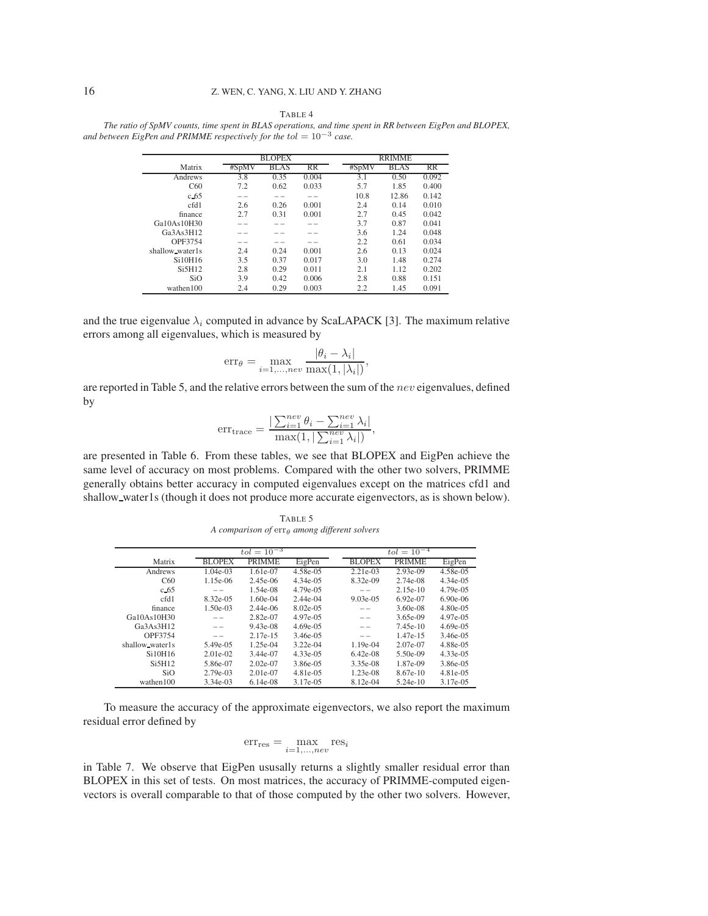TABLE 4

*The ratio of SpMV counts, time spent in BLAS operations, and time spent in RR between EigPen and BLOPEX, and between EigPen and PRIMME respectively for the $tol = 10^{-3}$ case.*

| Matrix | BLOPEX | | | RRIMME | | |
|---|---|---|---|---|---|---|
| | #SpMV | BLAS | RR | #SpMV | BLAS | RR |
| Andrews | 3.8 | 0.35 | 0.004 | 3.1 | 0.50 | 0.092 |
| C60 | 7.2 | 0.62 | 0.033 | 5.7 | 1.85 | 0.400 |
| c_65 | −− | −− | −− | 10.8 | 12.86 | 0.142 |
| cfd1 | 2.6 | 0.26 | 0.001 | 2.4 | 0.14 | 0.010 |
| finance | 2.7 | 0.31 | 0.001 | 2.7 | 0.45 | 0.042 |
| Ga10As10H30 | −− | −− | −− | 3.7 | 0.87 | 0.041 |
| Ga3As3H12 | −− | −− | −− | 3.6 | 1.24 | 0.048 |
| OPF3754 | −− | −− | −− | 2.2 | 0.61 | 0.034 |
| shallow_water1s | 2.4 | 0.24 | 0.001 | 2.6 | 0.13 | 0.024 |
| Si10H16 | 3.5 | 0.37 | 0.017 | 3.0 | 1.48 | 0.274 |
| Si5H12 | 2.8 | 0.29 | 0.011 | 2.1 | 1.12 | 0.202 |
| SiO | 3.9 | 0.42 | 0.006 | 2.8 | 0.88 | 0.151 |
| wathen100 | 2.4 | 0.29 | 0.003 | 2.2 | 1.45 | 0.091 |

and the true eigenvalue $\lambda_i$ computed in advance by ScaLAPACK [3]. The maximum relative errors among all eigenvalues, which is measured by

$$\mathrm{err}_\theta = \max_{i=1,\ldots,nev} \frac{|\theta_i - \lambda_i|}{\max(1, |\lambda_i|)},$$

are reported in Table 5, and the relative errors between the sum of the $nev$ eigenvalues, defined by

$$\mathrm{err}_{\mathrm{trace}} = \frac{|\sum_{i=1}^{nev} \theta_i - \sum_{i=1}^{nev} \lambda_i|}{\max(1, |\sum_{i=1}^{nev} \lambda_i|)},$$

are presented in Table 6. From these tables, we see that BLOPEX and EigPen achieve the same level of accuracy on most problems. Compared with the other two solvers, PRIMME generally obtains better accuracy in computed eigenvalues except on the matrices cfd1 and shallow_water1s (though it does not produce more accurate eigenvectors, as is shown below).

TABLE 5

*A comparison of $\mathrm{err}_\theta$ among different solvers*

| Matrix | $tol = 10^{-3}$ | | | $tol = 10^{-4}$ | | |
|---|---|---|---|---|---|---|
| | BLOPEX | PRIMME | EigPen | BLOPEX | PRIMME | EigPen |
| Andrews | 1.04e-03 | 1.61e-07 | 4.58e-05 | 2.21e-03 | 2.93e-09 | 4.58e-05 |
| C60 | 1.15e-06 | 2.45e-06 | 4.34e-05 | 8.32e-09 | 2.74e-08 | 4.34e-05 |
| c_65 | −− | 1.54e-08 | 4.79e-05 | −− | 2.15e-10 | 4.79e-05 |
| cfd1 | 8.32e-05 | 1.60e-04 | 2.44e-04 | 9.03e-05 | 6.92e-07 | 6.90e-06 |
| finance | 1.50e-03 | 2.44e-06 | 8.02e-05 | −− | 3.60e-08 | 4.80e-05 |
| Ga10As10H30 | −− | 2.82e-07 | 4.97e-05 | −− | 3.65e-09 | 4.97e-05 |
| Ga3As3H12 | −− | 9.43e-08 | 4.69e-05 | −− | 7.45e-10 | 4.69e-05 |
| OPF3754 | −− | 2.17e-15 | 3.46e-05 | −− | 1.47e-15 | 3.46e-05 |
| shallow_water1s | 5.49e-05 | 1.25e-04 | 3.22e-04 | 1.19e-04 | 2.07e-07 | 4.88e-05 |
| Si10H16 | 2.01e-02 | 3.44e-07 | 4.33e-05 | 6.42e-08 | 5.50e-09 | 4.33e-05 |
| Si5H12 | 5.86e-07 | 2.02e-07 | 3.86e-05 | 3.35e-08 | 1.87e-09 | 3.86e-05 |
| SiO | 2.79e-03 | 2.01e-07 | 4.81e-05 | 1.23e-08 | 8.67e-10 | 4.81e-05 |
| wathen100 | 3.34e-03 | 6.14e-08 | 3.17e-05 | 8.12e-04 | 5.24e-10 | 3.17e-05 |

To measure the accuracy of the approximate eigenvectors, we also report the maximum residual error defined by

$$\mathrm{err}_{\mathrm{res}} = \max_{i=1,\ldots,nev} \mathrm{res}_i$$

in Table 7. We observe that EigPen ususally returns a slightly smaller residual error than BLOPEX in this set of tests. On most matrices, the accuracy of PRIMME-computed eigenvectors is overall comparable to that of those computed by the other two solvers. However,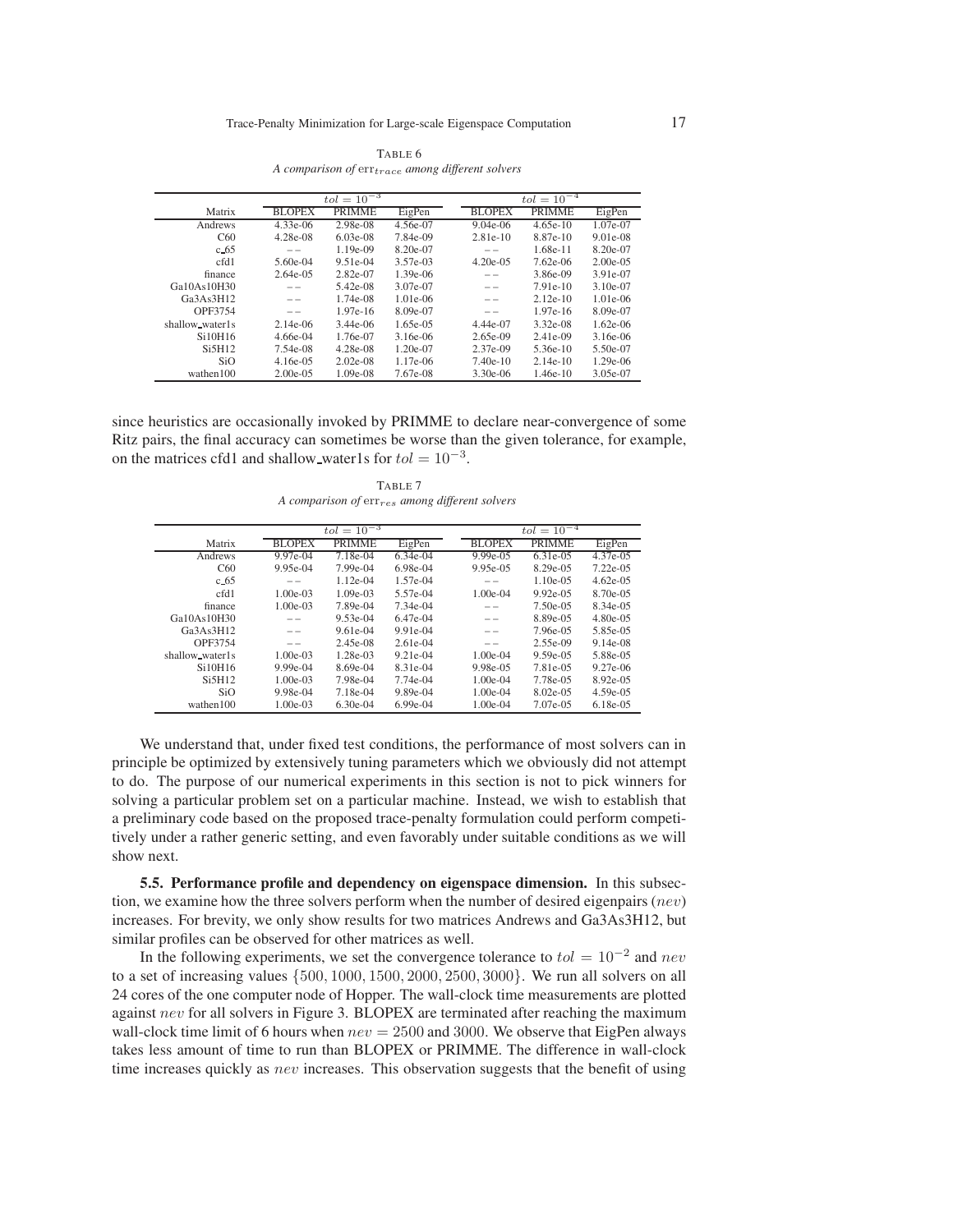TABLE 6

*A comparison of* $\text{err}_{trace}$ *among different solvers*

| | $tol = 10^{-3}$ | | | $tol = 10^{-4}$ | | |
|---|---|---|---|---|---|---|
| Matrix | BLOPEX | PRIMME | EigPen | BLOPEX | PRIMME | EigPen |
| Andrews | 4.33e-06 | 2.98e-08 | 4.56e-07 | 9.04e-06 | 4.65e-10 | 1.07e-07 |
| C60 | 4.28e-08 | 6.03e-08 | 7.84e-09 | 2.81e-10 | 8.87e-10 | 9.01e-08 |
| c_65 | −− | 1.19e-09 | 8.20e-07 | −− | 1.68e-11 | 8.20e-07 |
| cfd1 | 5.60e-04 | 9.51e-04 | 3.57e-03 | 4.20e-05 | 7.62e-06 | 2.00e-05 |
| finance | 2.64e-05 | 2.82e-07 | 1.39e-06 | −− | 3.86e-09 | 3.91e-07 |
| Ga10As10H30 | −− | 5.42e-08 | 3.07e-07 | −− | 7.91e-10 | 3.10e-07 |
| Ga3As3H12 | −− | 1.74e-08 | 1.01e-06 | −− | 2.12e-10 | 1.01e-06 |
| OPF3754 | −− | 1.97e-16 | 8.09e-07 | −− | 1.97e-16 | 8.09e-07 |
| shallow_water1s | 2.14e-06 | 3.44e-06 | 1.65e-05 | 4.44e-07 | 3.32e-08 | 1.62e-06 |
| Si10H16 | 4.66e-04 | 1.76e-07 | 3.16e-06 | 2.65e-09 | 2.41e-09 | 3.16e-06 |
| Si5H12 | 7.54e-08 | 4.28e-08 | 1.20e-07 | 2.37e-09 | 5.36e-10 | 5.50e-07 |
| SiO | 4.16e-05 | 2.02e-08 | 1.17e-06 | 7.40e-10 | 2.14e-10 | 1.29e-06 |
| wathen100 | 2.00e-05 | 1.09e-08 | 7.67e-08 | 3.30e-06 | 1.46e-10 | 3.05e-07 |

since heuristics are occasionally invoked by PRIMME to declare near-convergence of some Ritz pairs, the final accuracy can sometimes be worse than the given tolerance, for example, on the matrices cfd1 and shallow_water1s for $tol = 10^{-3}$.

TABLE 7

*A comparison of* $\text{err}_{res}$ *among different solvers*

| | $tol = 10^{-3}$ | | | $tol = 10^{-4}$ | | |
|---|---|---|---|---|---|---|
| Matrix | BLOPEX | PRIMME | EigPen | BLOPEX | PRIMME | EigPen |
| Andrews | 9.97e-04 | 7.18e-04 | 6.34e-04 | 9.99e-05 | 6.31e-05 | 4.37e-05 |
| C60 | 9.95e-04 | 7.99e-04 | 6.98e-04 | 9.95e-05 | 8.29e-05 | 7.22e-05 |
| c_65 | −− | 1.12e-04 | 1.57e-04 | −− | 1.10e-05 | 4.62e-05 |
| cfd1 | 1.00e-03 | 1.09e-03 | 5.57e-04 | 1.00e-04 | 9.92e-05 | 8.70e-05 |
| finance | 1.00e-03 | 7.89e-04 | 7.34e-04 | −− | 7.50e-05 | 8.34e-05 |
| Ga10As10H30 | −− | 9.53e-04 | 6.47e-04 | −− | 8.89e-05 | 4.80e-05 |
| Ga3As3H12 | −− | 9.61e-04 | 9.91e-04 | −− | 7.96e-05 | 5.85e-05 |
| OPF3754 | −− | 2.45e-08 | 2.61e-04 | −− | 2.55e-09 | 9.14e-08 |
| shallow_water1s | 1.00e-03 | 1.28e-03 | 9.21e-04 | 1.00e-04 | 9.59e-05 | 5.88e-05 |
| Si10H16 | 9.99e-04 | 8.69e-04 | 8.31e-04 | 9.98e-05 | 7.81e-05 | 9.27e-06 |
| Si5H12 | 1.00e-03 | 7.98e-04 | 7.74e-04 | 1.00e-04 | 7.78e-05 | 8.92e-05 |
| SiO | 9.98e-04 | 7.18e-04 | 9.89e-04 | 1.00e-04 | 8.02e-05 | 4.59e-05 |
| wathen100 | 1.00e-03 | 6.30e-04 | 6.99e-04 | 1.00e-04 | 7.07e-05 | 6.18e-05 |

We understand that, under fixed test conditions, the performance of most solvers can in principle be optimized by extensively tuning parameters which we obviously did not attempt to do. The purpose of our numerical experiments in this section is not to pick winners for solving a particular problem set on a particular machine. Instead, we wish to establish that a preliminary code based on the proposed trace-penalty formulation could perform competitively under a rather generic setting, and even favorably under suitable conditions as we will show next.

**5.5. Performance profile and dependency on eigenspace dimension.** In this subsection, we examine how the three solvers perform when the number of desired eigenpairs ($nev$) increases. For brevity, we only show results for two matrices Andrews and Ga3As3H12, but similar profiles can be observed for other matrices as well.

In the following experiments, we set the convergence tolerance to $tol = 10^{-2}$ and $nev$ to a set of increasing values $\{500, 1000, 1500, 2000, 2500, 3000\}$. We run all solvers on all 24 cores of the one computer node of Hopper. The wall-clock time measurements are plotted against $nev$ for all solvers in Figure 3. BLOPEX are terminated after reaching the maximum wall-clock time limit of 6 hours when $nev = 2500$ and 3000. We observe that EigPen always takes less amount of time to run than BLOPEX or PRIMME. The difference in wall-clock time increases quickly as $nev$ increases. This observation suggests that the benefit of using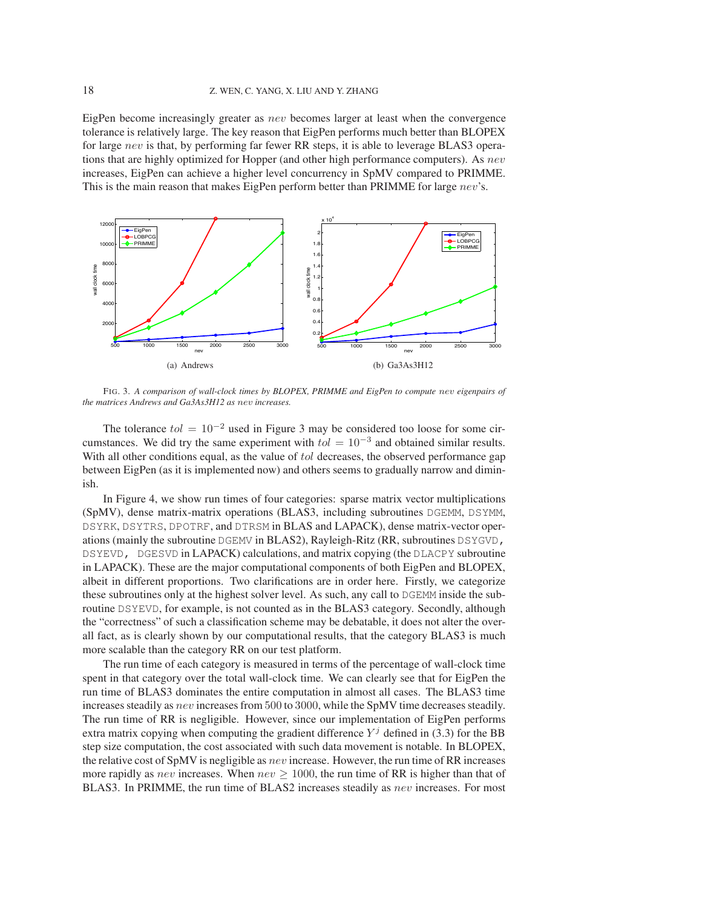EigPen become increasingly greater as $nev$ becomes larger at least when the convergence tolerance is relatively large. The key reason that EigPen performs much better than BLOPEX for large $nev$ is that, by performing far fewer RR steps, it is able to leverage BLAS3 operations that are highly optimized for Hopper (and other high performance computers). As $nev$ increases, EigPen can achieve a higher level concurrency in SpMV compared to PRIMME. This is the main reason that makes EigPen perform better than PRIMME for large $nev$'s.

(a) Andrews

(b) Ga3As3H12

FIG. 3. *A comparison of wall-clock times by BLOPEX, PRIMME and EigPen to compute $nev$ eigenpairs of the matrices Andrews and Ga3As3H12 as $nev$ increases.*

The tolerance $tol = 10^{-2}$ used in Figure 3 may be considered too loose for some circumstances. We did try the same experiment with $tol = 10^{-3}$ and obtained similar results. With all other conditions equal, as the value of $tol$ decreases, the observed performance gap between EigPen (as it is implemented now) and others seems to gradually narrow and diminish.

In Figure 4, we show run times of four categories: sparse matrix vector multiplications (SpMV), dense matrix-matrix operations (BLAS3, including subroutines DGEMM, DSYMM, DSYRK, DSYTRS, DPOTRF, and DTRSM in BLAS and LAPACK), dense matrix-vector operations (mainly the subroutine DGEMV in BLAS2), Rayleigh-Ritz (RR, subroutines DSYGVD, DSYEVD, DGESVD in LAPACK) calculations, and matrix copying (the DLACPY subroutine in LAPACK). These are the major computational components of both EigPen and BLOPEX, albeit in different proportions. Two clarifications are in order here. Firstly, we categorize these subroutines only at the highest solver level. As such, any call to DGEMM inside the subroutine DSYEVD, for example, is not counted as in the BLAS3 category. Secondly, although the "correctness" of such a classification scheme may be debatable, it does not alter the overall fact, as is clearly shown by our computational results, that the category BLAS3 is much more scalable than the category RR on our test platform.

The run time of each category is measured in terms of the percentage of wall-clock time spent in that category over the total wall-clock time. We can clearly see that for EigPen the run time of BLAS3 dominates the entire computation in almost all cases. The BLAS3 time increases steadily as $nev$ increases from 500 to 3000, while the SpMV time decreases steadily. The run time of RR is negligible. However, since our implementation of EigPen performs extra matrix copying when computing the gradient difference $Y^j$ defined in (3.3) for the BB step size computation, the cost associated with such data movement is notable. In BLOPEX, the relative cost of SpMV is negligible as $nev$ increase. However, the run time of RR increases more rapidly as $nev$ increases. When $nev \geq 1000$, the run time of RR is higher than that of BLAS3. In PRIMME, the run time of BLAS2 increases steadily as $nev$ increases. For most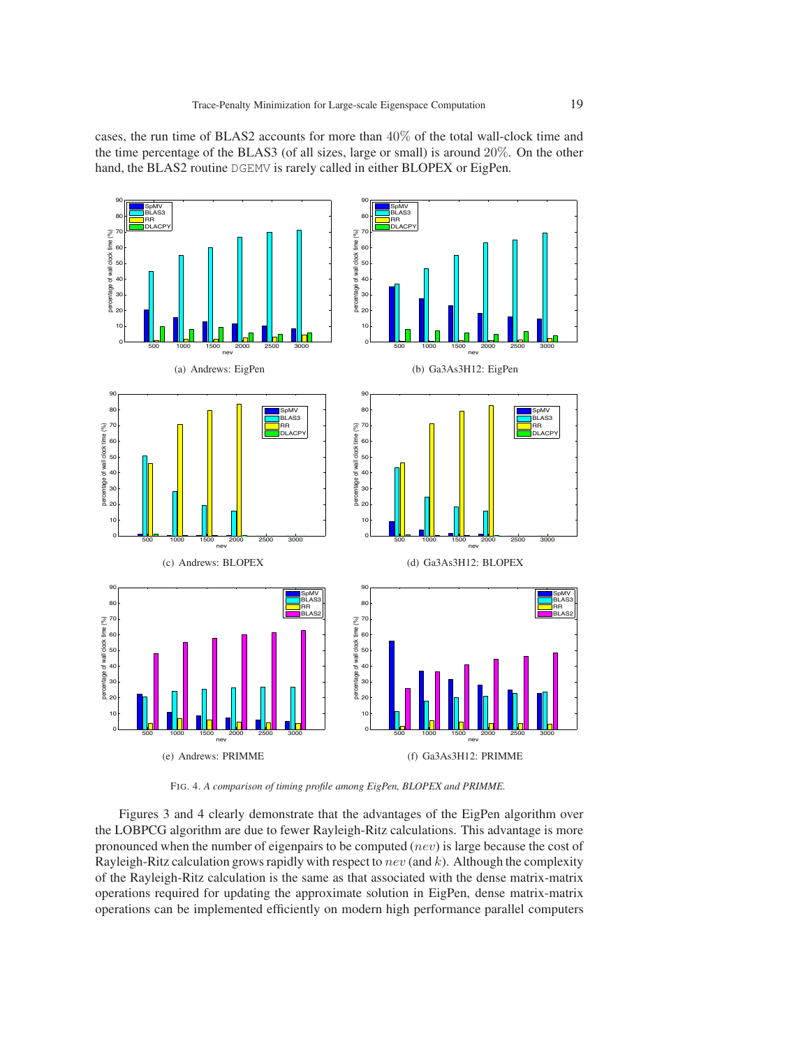cases, the run time of BLAS2 accounts for more than $40\%$ of the total wall-clock time and the time percentage of the BLAS3 (of all sizes, large or small) is around $20\%$. On the other hand, the BLAS2 routine DGEMV is rarely called in either BLOPEX or EigPen.

(a) Andrews: EigPen

(b) Ga3As3H12: EigPen

(c) Andrews: BLOPEX

(d) Ga3As3H12: BLOPEX

(e) Andrews: PRIMME

(f) Ga3As3H12: PRIMME

FIG. 4. *A comparison of timing profile among EigPen, BLOPEX and PRIMME.*

Figures 3 and 4 clearly demonstrate that the advantages of the EigPen algorithm over the LOBPCG algorithm are due to fewer Rayleigh-Ritz calculations. This advantage is more pronounced when the number of eigenpairs to be computed ($nev$) is large because the cost of Rayleigh-Ritz calculation grows rapidly with respect to $nev$ (and $k$). Although the complexity of the Rayleigh-Ritz calculation is the same as that associated with the dense matrix-matrix operations required for updating the approximate solution in EigPen, dense matrix-matrix operations can be implemented efficiently on modern high performance parallel computers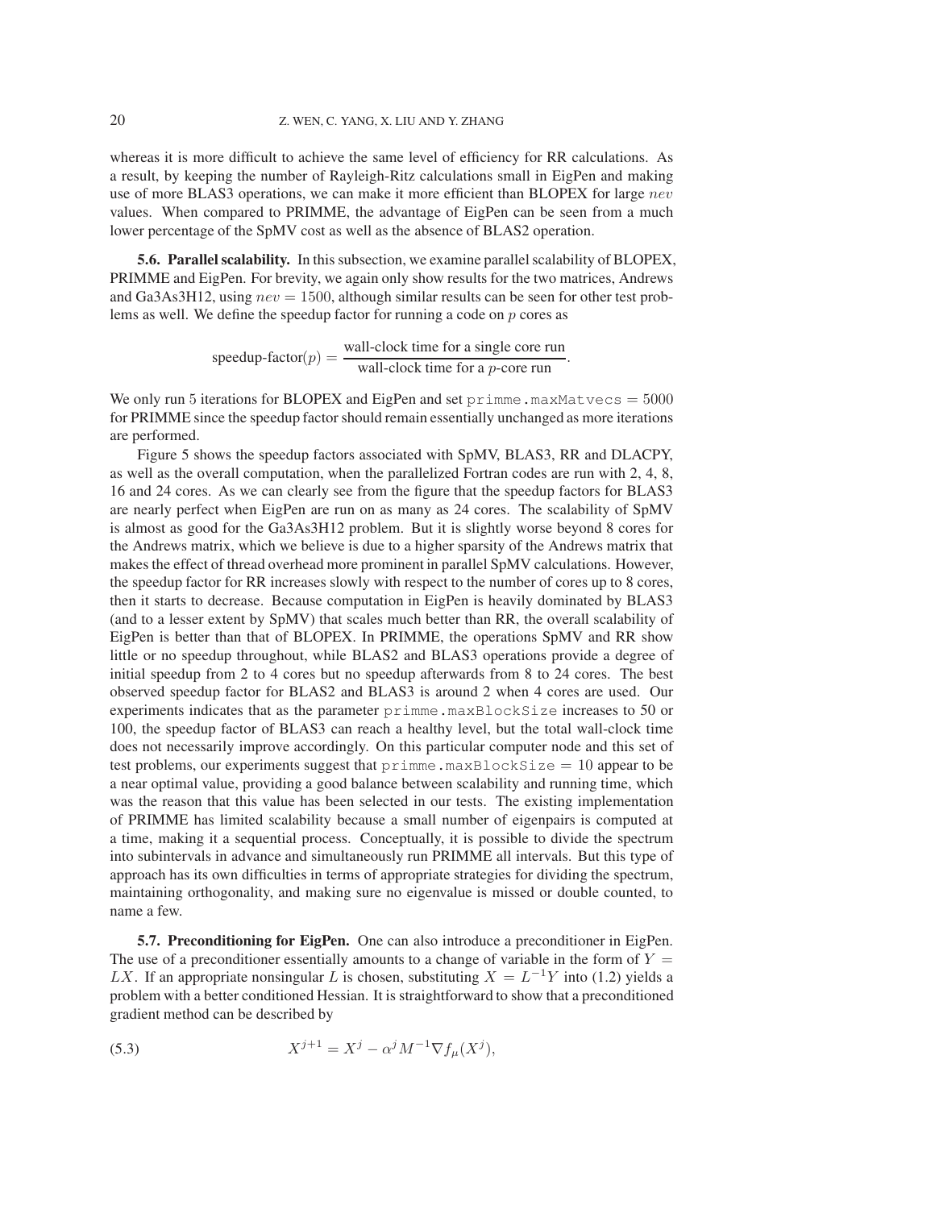whereas it is more difficult to achieve the same level of efficiency for RR calculations. As a result, by keeping the number of Rayleigh-Ritz calculations small in EigPen and making use of more BLAS3 operations, we can make it more efficient than BLOPEX for large $nev$ values. When compared to PRIMME, the advantage of EigPen can be seen from a much lower percentage of the SpMV cost as well as the absence of BLAS2 operation.

**5.6. Parallel scalability.** In this subsection, we examine parallel scalability of BLOPEX, PRIMME and EigPen. For brevity, we again only show results for the two matrices, Andrews and Ga3As3H12, using $nev = 1500$, although similar results can be seen for other test problems as well. We define the speedup factor for running a code on $p$ cores as

$$\text{speedup-factor}(p) = \frac{\text{wall-clock time for a single core run}}{\text{wall-clock time for a } p\text{-core run}}.$$

We only run 5 iterations for BLOPEX and EigPen and set `primme.maxMatvecs` $= 5000$ for PRIMME since the speedup factor should remain essentially unchanged as more iterations are performed.

Figure 5 shows the speedup factors associated with SpMV, BLAS3, RR and DLACPY, as well as the overall computation, when the parallelized Fortran codes are run with 2, 4, 8, 16 and 24 cores. As we can clearly see from the figure that the speedup factors for BLAS3 are nearly perfect when EigPen are run on as many as 24 cores. The scalability of SpMV is almost as good for the Ga3As3H12 problem. But it is slightly worse beyond 8 cores for the Andrews matrix, which we believe is due to a higher sparsity of the Andrews matrix that makes the effect of thread overhead more prominent in parallel SpMV calculations. However, the speedup factor for RR increases slowly with respect to the number of cores up to 8 cores, then it starts to decrease. Because computation in EigPen is heavily dominated by BLAS3 (and to a lesser extent by SpMV) that scales much better than RR, the overall scalability of EigPen is better than that of BLOPEX. In PRIMME, the operations SpMV and RR show little or no speedup throughout, while BLAS2 and BLAS3 operations provide a degree of initial speedup from 2 to 4 cores but no speedup afterwards from 8 to 24 cores. The best observed speedup factor for BLAS2 and BLAS3 is around 2 when 4 cores are used. Our experiments indicates that as the parameter `primme.maxBlockSize` increases to 50 or 100, the speedup factor of BLAS3 can reach a healthy level, but the total wall-clock time does not necessarily improve accordingly. On this particular computer node and this set of test problems, our experiments suggest that `primme.maxBlockSize` $= 10$ appear to be a near optimal value, providing a good balance between scalability and running time, which was the reason that this value has been selected in our tests. The existing implementation of PRIMME has limited scalability because a small number of eigenpairs is computed at a time, making it a sequential process. Conceptually, it is possible to divide the spectrum into subintervals in advance and simultaneously run PRIMME all intervals. But this type of approach has its own difficulties in terms of appropriate strategies for dividing the spectrum, maintaining orthogonality, and making sure no eigenvalue is missed or double counted, to name a few.

**5.7. Preconditioning for EigPen.** One can also introduce a preconditioner in EigPen. The use of a preconditioner essentially amounts to a change of variable in the form of $Y = LX$. If an appropriate nonsingular $L$ is chosen, substituting $X = L^{-1}Y$ into (1.2) yields a problem with a better conditioned Hessian. It is straightforward to show that a preconditioned gradient method can be described by

$$X^{j+1} = X^j - \alpha^j M^{-1} \nabla f_\mu(X^j), \tag{5.3}$$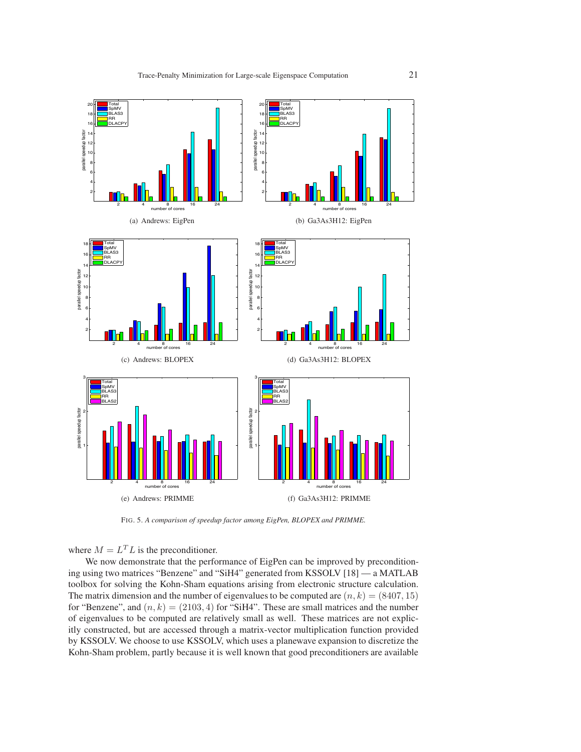(a) Andrews: EigPen

(b) Ga3As3H12: EigPen

(c) Andrews: BLOPEX

(d) Ga3As3H12: BLOPEX

(e) Andrews: PRIMME

(f) Ga3As3H12: PRIMME

FIG. 5. *A comparison of speedup factor among EigPen, BLOPEX and PRIMME.*

where $M = L^T L$ is the preconditioner.

We now demonstrate that the performance of EigPen can be improved by preconditioning using two matrices "Benzene" and "SiH4" generated from KSSOLV [18] — a MATLAB toolbox for solving the Kohn-Sham equations arising from electronic structure calculation. The matrix dimension and the number of eigenvalues to be computed are $(n, k) = (8407, 15)$ for "Benzene", and $(n, k) = (2103, 4)$ for "SiH4". These are small matrices and the number of eigenvalues to be computed are relatively small as well. These matrices are not explicitly constructed, but are accessed through a matrix-vector multiplication function provided by KSSOLV. We choose to use KSSOLV, which uses a planewave expansion to discretize the Kohn-Sham problem, partly because it is well known that good preconditioners are available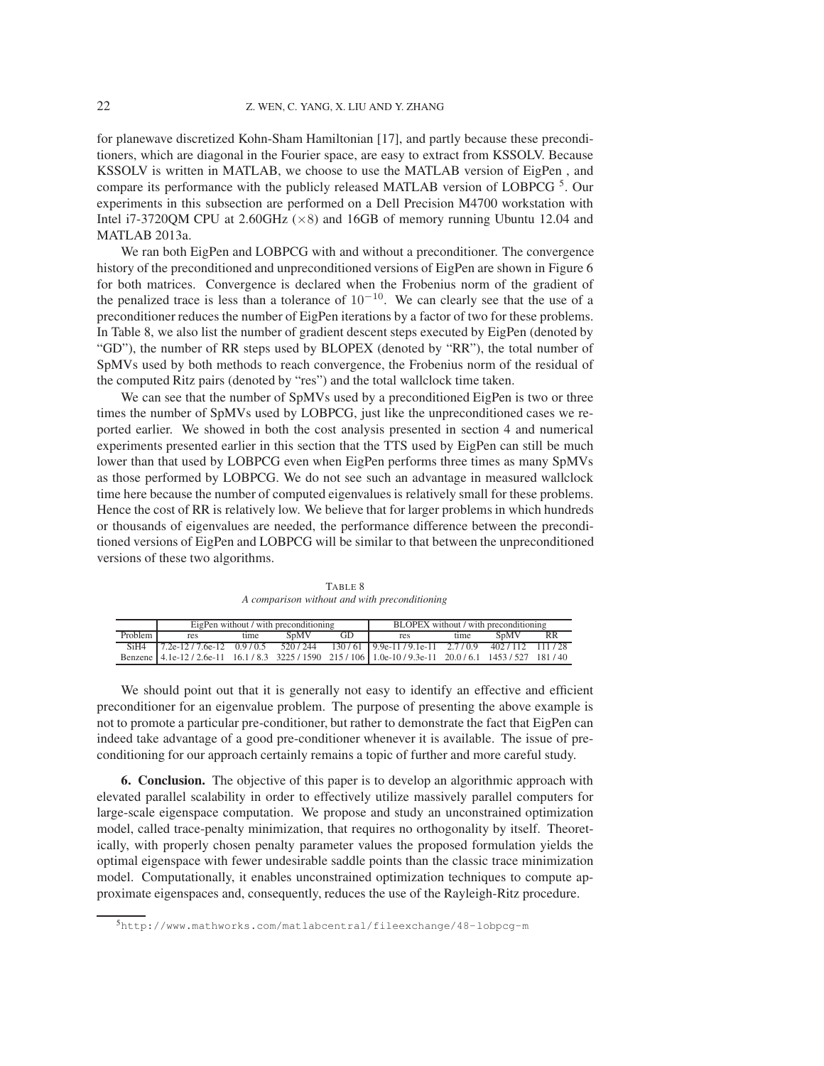for planewave discretized Kohn-Sham Hamiltonian [17], and partly because these preconditioners, which are diagonal in the Fourier space, are easy to extract from KSSOLV. Because KSSOLV is written in MATLAB, we choose to use the MATLAB version of EigPen , and compare its performance with the publicly released MATLAB version of LOBPCG [5]. Our experiments in this subsection are performed on a Dell Precision M4700 workstation with Intel i7-3720QM CPU at 2.60GHz ($\times 8$) and 16GB of memory running Ubuntu 12.04 and MATLAB 2013a.

We ran both EigPen and LOBPCG with and without a preconditioner. The convergence history of the preconditioned and unpreconditioned versions of EigPen are shown in Figure 6 for both matrices. Convergence is declared when the Frobenius norm of the gradient of the penalized trace is less than a tolerance of $10^{-10}$. We can clearly see that the use of a preconditioner reduces the number of EigPen iterations by a factor of two for these problems. In Table 8, we also list the number of gradient descent steps executed by EigPen (denoted by "GD"), the number of RR steps used by BLOPEX (denoted by "RR"), the total number of SpMVs used by both methods to reach convergence, the Frobenius norm of the residual of the computed Ritz pairs (denoted by "res") and the total wallclock time taken.

We can see that the number of SpMVs used by a preconditioned EigPen is two or three times the number of SpMVs used by LOBPCG, just like the unpreconditioned cases we reported earlier. We showed in both the cost analysis presented in section 4 and numerical experiments presented earlier in this section that the TTS used by EigPen can still be much lower than that used by LOBPCG even when EigPen performs three times as many SpMVs as those performed by LOBPCG. We do not see such an advantage in measured wallclock time here because the number of computed eigenvalues is relatively small for these problems. Hence the cost of RR is relatively low. We believe that for larger problems in which hundreds or thousands of eigenvalues are needed, the performance difference between the preconditioned versions of EigPen and LOBPCG will be similar to that between the unpreconditioned versions of these two algorithms.

TABLE 8

*A comparison without and with preconditioning*

| | EigPen without / with preconditioning | | | | BLOPEX without / with preconditioning | | | |
|---|---|---|---|---|---|---|---|---|
| Problem | res | time | SpMV | GD | res | time | SpMV | RR |
| SiH4 | 7.2e-12 / 7.6e-12 | 0.9 / 0.5 | 520 / 244 | 130 / 61 | 9.9e-11 / 9.1e-11 | 2.7 / 0.9 | 402 / 112 | 111 / 28 |
| Benzene | 4.1e-12 / 2.6e-11 | 16.1 / 8.3 | 3225 / 1590 | 215 / 106 | 1.0e-10 / 9.3e-11 | 20.0 / 6.1 | 1453 / 527 | 181 / 40 |

We should point out that it is generally not easy to identify an effective and efficient preconditioner for an eigenvalue problem. The purpose of presenting the above example is not to promote a particular pre-conditioner, but rather to demonstrate the fact that EigPen can indeed take advantage of a good pre-conditioner whenever it is available. The issue of preconditioning for our approach certainly remains a topic of further and more careful study.

**6. Conclusion.** The objective of this paper is to develop an algorithmic approach with elevated parallel scalability in order to effectively utilize massively parallel computers for large-scale eigenspace computation. We propose and study an unconstrained optimization model, called trace-penalty minimization, that requires no orthogonality by itself. Theoretically, with properly chosen penalty parameter values the proposed formulation yields the optimal eigenspace with fewer undesirable saddle points than the classic trace minimization model. Computationally, it enables unconstrained optimization techniques to compute approximate eigenspaces and, consequently, reduces the use of the Rayleigh-Ritz procedure.

[5] http://www.mathworks.com/matlabcentral/fileexchange/48-lobpcg-m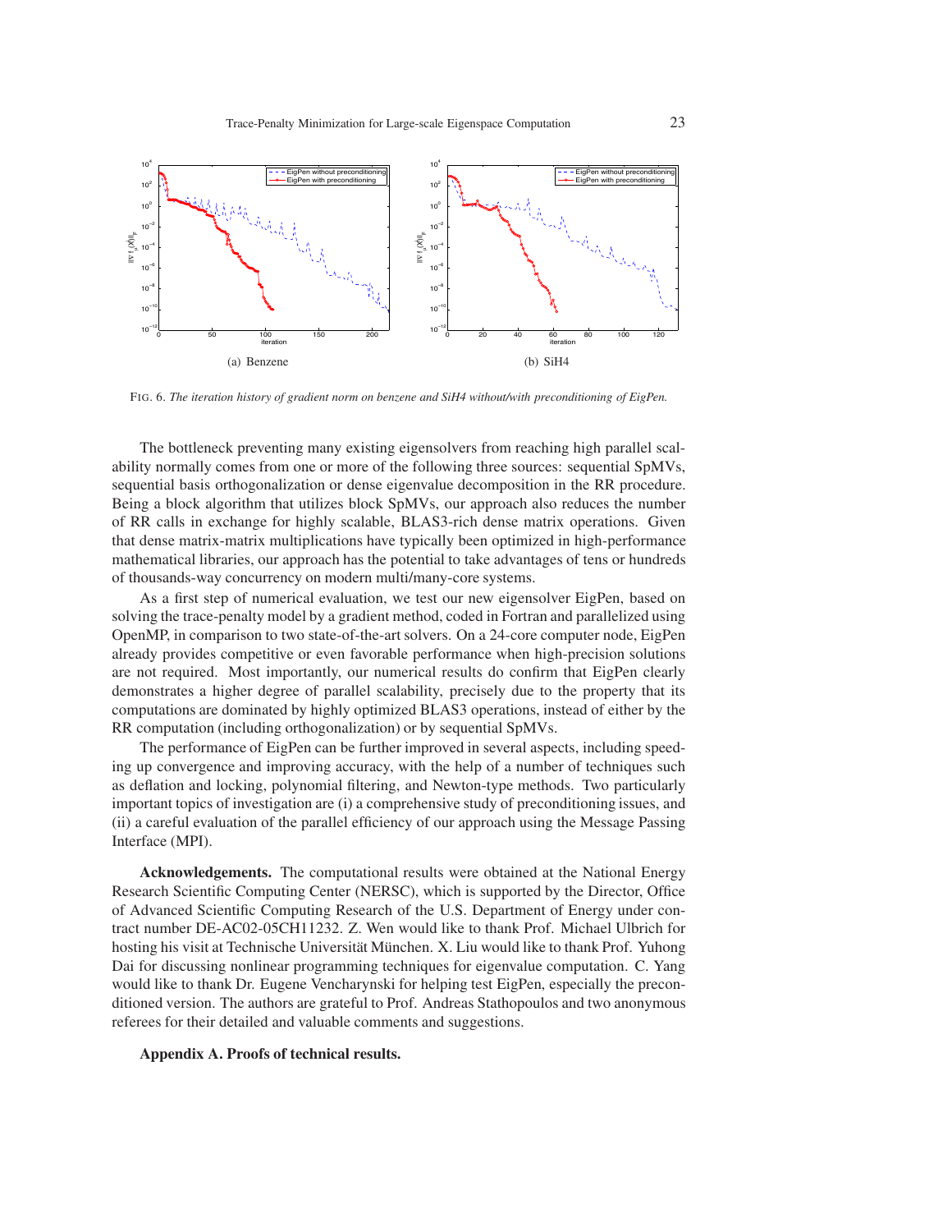10^4

10^2

10^0

10^-2

10^-4

10^-6

10^-8

10^-10

10^-12

$\|\nabla f_\mu(X)\|_F$

0 50 100 150 200

iteration

EigPen without preconditioning

EigPen with preconditioning

(a) Benzene

10^4

10^2

10^0

10^-2

10^-4

10^-6

10^-8

10^-10

10^-12

$\|\nabla f_\mu(X)\|_F$

0 20 40 60 80 100 120

iteration

EigPen without preconditioning

EigPen with preconditioning

(b) SiH4

FIG. 6. *The iteration history of gradient norm on benzene and SiH4 without/with preconditioning of EigPen.*

The bottleneck preventing many existing eigensolvers from reaching high parallel scalability normally comes from one or more of the following three sources: sequential SpMVs, sequential basis orthogonalization or dense eigenvalue decomposition in the RR procedure. Being a block algorithm that utilizes block SpMVs, our approach also reduces the number of RR calls in exchange for highly scalable, BLAS3-rich dense matrix operations. Given that dense matrix-matrix multiplications have typically been optimized in high-performance mathematical libraries, our approach has the potential to take advantages of tens or hundreds of thousands-way concurrency on modern multi/many-core systems.

As a first step of numerical evaluation, we test our new eigensolver EigPen, based on solving the trace-penalty model by a gradient method, coded in Fortran and parallelized using OpenMP, in comparison to two state-of-the-art solvers. On a 24-core computer node, EigPen already provides competitive or even favorable performance when high-precision solutions are not required. Most importantly, our numerical results do confirm that EigPen clearly demonstrates a higher degree of parallel scalability, precisely due to the property that its computations are dominated by highly optimized BLAS3 operations, instead of either by the RR computation (including orthogonalization) or by sequential SpMVs.

The performance of EigPen can be further improved in several aspects, including speeding up convergence and improving accuracy, with the help of a number of techniques such as deflation and locking, polynomial filtering, and Newton-type methods. Two particularly important topics of investigation are (i) a comprehensive study of preconditioning issues, and (ii) a careful evaluation of the parallel efficiency of our approach using the Message Passing Interface (MPI).

**Acknowledgements.** The computational results were obtained at the National Energy Research Scientific Computing Center (NERSC), which is supported by the Director, Office of Advanced Scientific Computing Research of the U.S. Department of Energy under contract number DE-AC02-05CH11232. Z. Wen would like to thank Prof. Michael Ulbrich for hosting his visit at Technische Universität München. X. Liu would like to thank Prof. Yuhong Dai for discussing nonlinear programming techniques for eigenvalue computation. C. Yang would like to thank Dr. Eugene Vencharynski for helping test EigPen, especially the preconditioned version. The authors are grateful to Prof. Andreas Stathopoulos and two anonymous referees for their detailed and valuable comments and suggestions.

**Appendix A. Proofs of technical results.**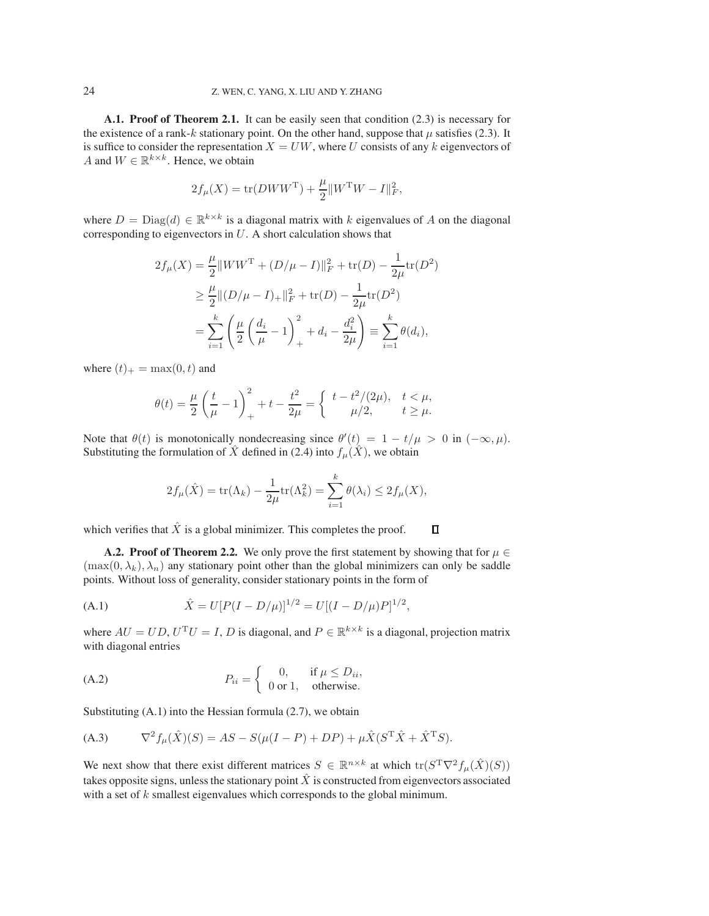**A.1. Proof of Theorem 2.1.** It can be easily seen that condition (2.3) is necessary for the existence of a rank-$k$ stationary point. On the other hand, suppose that $\mu$ satisfies (2.3). It is suffice to consider the representation $X = UW$, where $U$ consists of any $k$ eigenvectors of $A$ and $W \in \mathbb{R}^{k\times k}$. Hence, we obtain

$$2f_\mu(X) = \mathrm{tr}(DWW^{\mathrm{T}}) + \frac{\mu}{2}\|W^{\mathrm{T}}W - I\|_F^2,$$

where $D = \mathrm{Diag}(d) \in \mathbb{R}^{k\times k}$ is a diagonal matrix with $k$ eigenvalues of $A$ on the diagonal corresponding to eigenvectors in $U$. A short calculation shows that

$$\begin{aligned}
2f_\mu(X) &= \frac{\mu}{2}\|WW^{\mathrm{T}} + (D/\mu - I)\|_F^2 + \mathrm{tr}(D) - \frac{1}{2\mu}\mathrm{tr}(D^2) \\
&\geq \frac{\mu}{2}\|(D/\mu - I)_+\|_F^2 + \mathrm{tr}(D) - \frac{1}{2\mu}\mathrm{tr}(D^2) \\
&= \sum_{i=1}^{k}\left(\frac{\mu}{2}\left(\frac{d_i}{\mu} - 1\right)_+^2 + d_i - \frac{d_i^2}{2\mu}\right) \equiv \sum_{i=1}^{k}\theta(d_i),
\end{aligned}$$

where $(t)_+ = \max(0, t)$ and

$$\theta(t) = \frac{\mu}{2}\left(\frac{t}{\mu} - 1\right)_+^2 + t - \frac{t^2}{2\mu} = \begin{cases} t - t^2/(2\mu), & t < \mu, \\ \mu/2, & t \geq \mu. \end{cases}$$

Note that $\theta(t)$ is monotonically nondecreasing since $\theta'(t) = 1 - t/\mu > 0$ in $(-\infty, \mu)$. Substituting the formulation of $\hat{X}$ defined in (2.4) into $f_\mu(\hat{X})$, we obtain

$$2f_\mu(\hat{X}) = \mathrm{tr}(\Lambda_k) - \frac{1}{2\mu}\mathrm{tr}(\Lambda_k^2) = \sum_{i=1}^{k}\theta(\lambda_i) \leq 2f_\mu(X),$$

which verifies that $\hat{X}$ is a global minimizer. This completes the proof. $\square$

**A.2. Proof of Theorem 2.2.** We only prove the first statement by showing that for $\mu \in (\max(0, \lambda_k), \lambda_n)$ any stationary point other than the global minimizers can only be saddle points. Without loss of generality, consider stationary points in the form of

$$\hat{X} = U[P(I - D/\mu)]^{1/2} = U[(I - D/\mu)P]^{1/2}, \tag{A.1}$$

where $AU = UD$, $U^{\mathrm{T}}U = I$, $D$ is diagonal, and $P \in \mathbb{R}^{k\times k}$ is a diagonal, projection matrix with diagonal entries

$$P_{ii} = \begin{cases} 0, & \text{if } \mu \leq D_{ii}, \\ 0 \text{ or } 1, & \text{otherwise.} \end{cases} \tag{A.2}$$

Substituting (A.1) into the Hessian formula (2.7), we obtain

$$\nabla^2 f_\mu(\hat{X})(S) = AS - S(\mu(I - P) + DP) + \mu\hat{X}(S^{\mathrm{T}}\hat{X} + \hat{X}^{\mathrm{T}}S). \tag{A.3}$$

We next show that there exist different matrices $S \in \mathbb{R}^{n\times k}$ at which $\mathrm{tr}(S^{\mathrm{T}}\nabla^2 f_\mu(\hat{X})(S))$ takes opposite signs, unless the stationary point $\hat{X}$ is constructed from eigenvectors associated with a set of $k$ smallest eigenvalues which corresponds to the global minimum.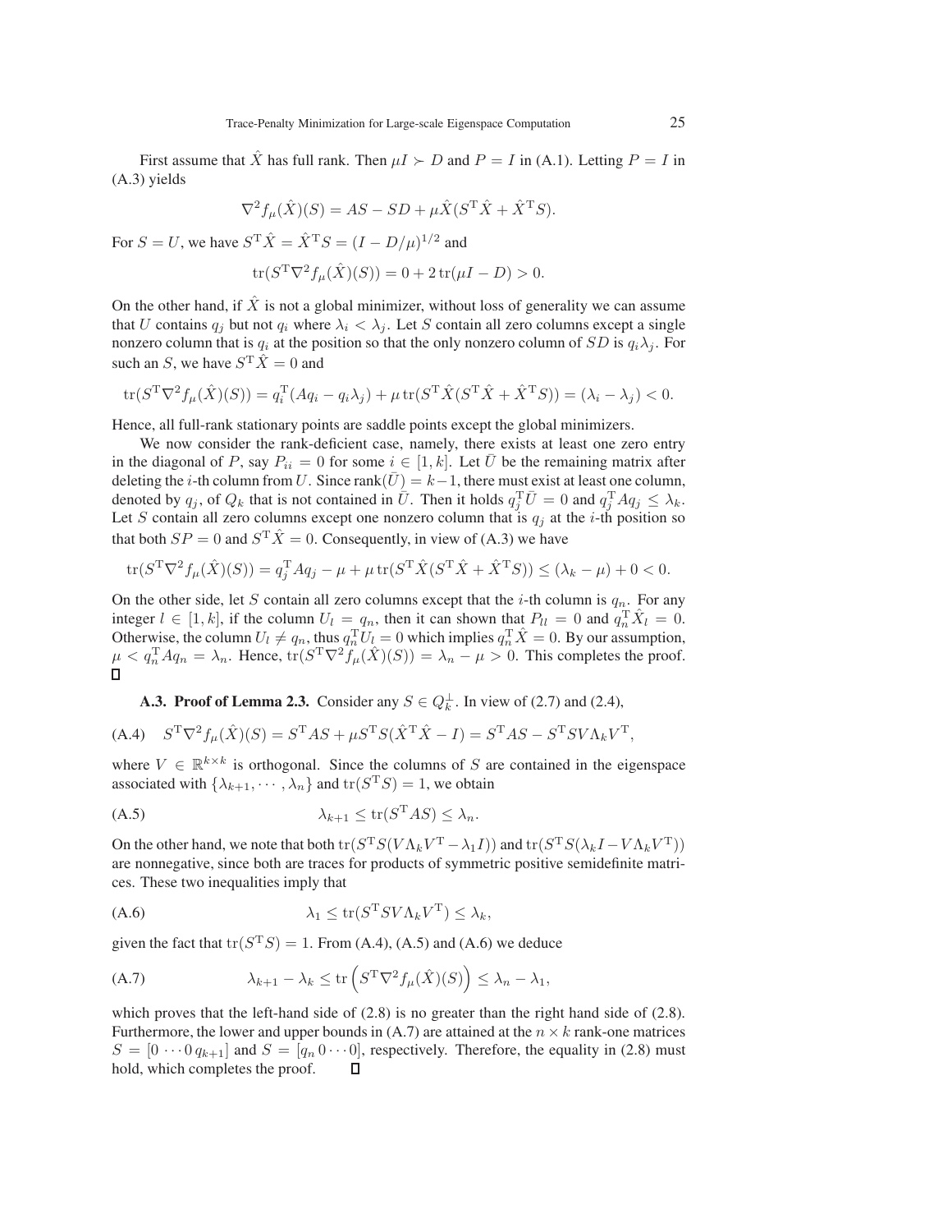First assume that $\hat{X}$ has full rank. Then $\mu I \succ D$ and $P = I$ in (A.1). Letting $P = I$ in (A.3) yields

$$\nabla^2 f_\mu(\hat{X})(S) = AS - SD + \mu \hat{X}(S^{\mathrm{T}}\hat{X} + \hat{X}^{\mathrm{T}}S).$$

For $S = U$, we have $S^{\mathrm{T}}\hat{X} = \hat{X}^{\mathrm{T}}S = (I - D/\mu)^{1/2}$ and

$$\mathrm{tr}(S^{\mathrm{T}}\nabla^2 f_\mu(\hat{X})(S)) = 0 + 2\,\mathrm{tr}(\mu I - D) > 0.$$

On the other hand, if $\hat{X}$ is not a global minimizer, without loss of generality we can assume that $U$ contains $q_j$ but not $q_i$ where $\lambda_i < \lambda_j$. Let $S$ contain all zero columns except a single nonzero column that is $q_i$ at the position so that the only nonzero column of $SD$ is $q_i\lambda_j$. For such an $S$, we have $S^{\mathrm{T}}\hat{X} = 0$ and

$$\mathrm{tr}(S^{\mathrm{T}}\nabla^2 f_\mu(\hat{X})(S)) = q_i^{\mathrm{T}}(Aq_i - q_i\lambda_j) + \mu\,\mathrm{tr}(S^{\mathrm{T}}\hat{X}(S^{\mathrm{T}}\hat{X} + \hat{X}^{\mathrm{T}}S)) = (\lambda_i - \lambda_j) < 0.$$

Hence, all full-rank stationary points are saddle points except the global minimizers.

We now consider the rank-deficient case, namely, there exists at least one zero entry in the diagonal of $P$, say $P_{ii} = 0$ for some $i \in [1,k]$. Let $\bar{U}$ be the remaining matrix after deleting the $i$-th column from $U$. Since $\mathrm{rank}(\bar{U}) = k-1$, there must exist at least one column, denoted by $q_j$, of $Q_k$ that is not contained in $\bar{U}$. Then it holds $q_j^{\mathrm{T}}\bar{U} = 0$ and $q_j^{\mathrm{T}}Aq_j \le \lambda_k$. Let $S$ contain all zero columns except one nonzero column that is $q_j$ at the $i$-th position so that both $SP = 0$ and $S^{\mathrm{T}}\hat{X} = 0$. Consequently, in view of (A.3) we have

$$\mathrm{tr}(S^{\mathrm{T}}\nabla^2 f_\mu(\hat{X})(S)) = q_j^{\mathrm{T}}Aq_j - \mu + \mu\,\mathrm{tr}(S^{\mathrm{T}}\hat{X}(S^{\mathrm{T}}\hat{X} + \hat{X}^{\mathrm{T}}S)) \le (\lambda_k - \mu) + 0 < 0.$$

On the other side, let $S$ contain all zero columns except that the $i$-th column is $q_n$. For any integer $l \in [1,k]$, if the column $U_l = q_n$, then it can shown that $P_{ll} = 0$ and $q_n^{\mathrm{T}}\hat{X}_l = 0$. Otherwise, the column $U_l \ne q_n$, thus $q_n^{\mathrm{T}}U_l = 0$ which implies $q_n^{\mathrm{T}}\hat{X} = 0$. By our assumption, $\mu < q_n^{\mathrm{T}}Aq_n = \lambda_n$. Hence, $\mathrm{tr}(S^{\mathrm{T}}\nabla^2 f_\mu(\hat{X})(S)) = \lambda_n - \mu > 0$. This completes the proof. □

**A.3. Proof of Lemma 2.3.** Consider any $S \in Q_k^{\perp}$. In view of (2.7) and (2.4),

$$S^{\mathrm{T}}\nabla^2 f_\mu(\hat{X})(S) = S^{\mathrm{T}}AS + \mu S^{\mathrm{T}}S(\hat{X}^{\mathrm{T}}\hat{X} - I) = S^{\mathrm{T}}AS - S^{\mathrm{T}}SV\Lambda_k V^{\mathrm{T}}, \tag{A.4}$$

where $V \in \mathbb{R}^{k\times k}$ is orthogonal. Since the columns of $S$ are contained in the eigenspace associated with $\{\lambda_{k+1}, \cdots, \lambda_n\}$ and $\mathrm{tr}(S^{\mathrm{T}}S) = 1$, we obtain

$$\lambda_{k+1} \le \mathrm{tr}(S^{\mathrm{T}}AS) \le \lambda_n. \tag{A.5}$$

On the other hand, we note that both $\mathrm{tr}(S^{\mathrm{T}}S(V\Lambda_k V^{\mathrm{T}} - \lambda_1 I))$ and $\mathrm{tr}(S^{\mathrm{T}}S(\lambda_k I - V\Lambda_k V^{\mathrm{T}}))$ are nonnegative, since both are traces for products of symmetric positive semidefinite matrices. These two inequalities imply that

$$\lambda_1 \le \mathrm{tr}(S^{\mathrm{T}}SV\Lambda_k V^{\mathrm{T}}) \le \lambda_k, \tag{A.6}$$

given the fact that $\mathrm{tr}(S^{\mathrm{T}}S) = 1$. From (A.4), (A.5) and (A.6) we deduce

$$\lambda_{k+1} - \lambda_k \le \mathrm{tr}\left(S^{\mathrm{T}}\nabla^2 f_\mu(\hat{X})(S)\right) \le \lambda_n - \lambda_1, \tag{A.7}$$

which proves that the left-hand side of (2.8) is no greater than the right hand side of (2.8). Furthermore, the lower and upper bounds in (A.7) are attained at the $n \times k$ rank-one matrices $S = [0 \cdots 0\, q_{k+1}]$ and $S = [q_n\, 0 \cdots 0]$, respectively. Therefore, the equality in (2.8) must hold, which completes the proof. □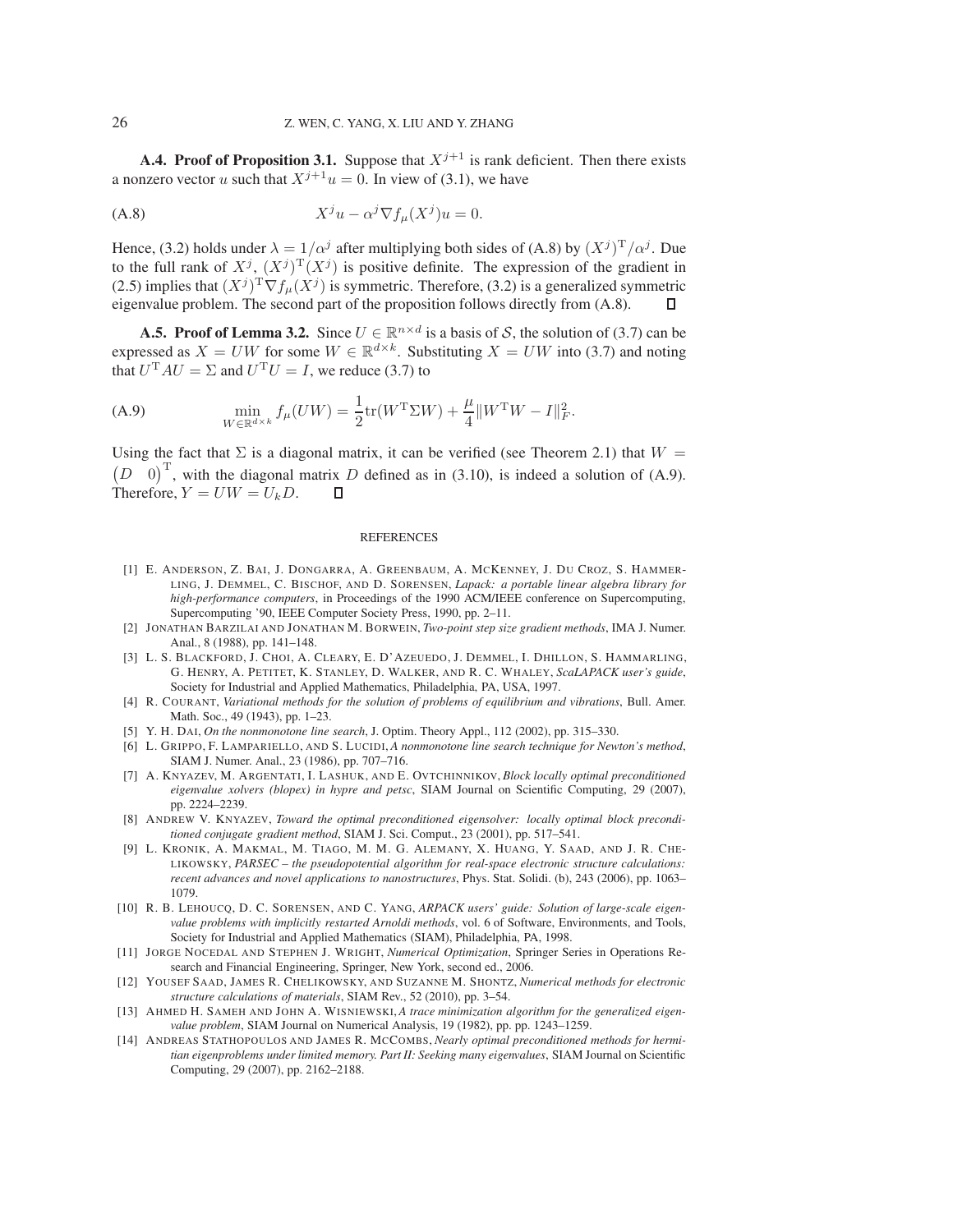**A.4. Proof of Proposition 3.1.** Suppose that $X^{j+1}$ is rank deficient. Then there exists a nonzero vector $u$ such that $X^{j+1}u = 0$. In view of (3.1), we have

$$X^j u - \alpha^j \nabla f_\mu(X^j) u = 0. \tag{A.8}$$

Hence, (3.2) holds under $\lambda = 1/\alpha^j$ after multiplying both sides of (A.8) by $(X^j)^{\mathrm{T}}/\alpha^j$. Due to the full rank of $X^j$, $(X^j)^{\mathrm{T}}(X^j)$ is positive definite. The expression of the gradient in (2.5) implies that $(X^j)^{\mathrm{T}}\nabla f_\mu(X^j)$ is symmetric. Therefore, (3.2) is a generalized symmetric eigenvalue problem. The second part of the proposition follows directly from (A.8). $\square$

**A.5. Proof of Lemma 3.2.** Since $U \in \mathbb{R}^{n\times d}$ is a basis of $\mathcal{S}$, the solution of (3.7) can be expressed as $X = UW$ for some $W \in \mathbb{R}^{d\times k}$. Substituting $X = UW$ into (3.7) and noting that $U^{\mathrm{T}}AU = \Sigma$ and $U^{\mathrm{T}}U = I$, we reduce (3.7) to

$$\min_{W\in\mathbb{R}^{d\times k}} f_\mu(UW) = \frac{1}{2}\mathrm{tr}(W^{\mathrm{T}}\Sigma W) + \frac{\mu}{4}\|W^{\mathrm{T}}W - I\|_F^2. \tag{A.9}$$

Using the fact that $\Sigma$ is a diagonal matrix, it can be verified (see Theorem 2.1) that $W = \begin{pmatrix} D & 0 \end{pmatrix}^{\mathrm{T}}$, with the diagonal matrix $D$ defined as in (3.10), is indeed a solution of (A.9). Therefore, $Y = UW = U_k D$. $\square$

## REFERENCES

[1] E. Anderson, Z. Bai, J. Dongarra, A. Greenbaum, A. McKenney, J. Du Croz, S. Hammerling, J. Demmel, C. Bischof, and D. Sorensen, *Lapack: a portable linear algebra library for high-performance computers*, in Proceedings of the 1990 ACM/IEEE conference on Supercomputing, Supercomputing '90, IEEE Computer Society Press, 1990, pp. 2–11.

[2] Jonathan Barzilai and Jonathan M. Borwein, *Two-point step size gradient methods*, IMA J. Numer. Anal., 8 (1988), pp. 141–148.

[3] L. S. Blackford, J. Choi, A. Cleary, E. D'Azeuedo, J. Demmel, I. Dhillon, S. Hammarling, G. Henry, A. Petitet, K. Stanley, D. Walker, and R. C. Whaley, *ScaLAPACK user's guide*, Society for Industrial and Applied Mathematics, Philadelphia, PA, USA, 1997.

[4] R. Courant, *Variational methods for the solution of problems of equilibrium and vibrations*, Bull. Amer. Math. Soc., 49 (1943), pp. 1–23.

[5] Y. H. Dai, *On the nonmonotone line search*, J. Optim. Theory Appl., 112 (2002), pp. 315–330.

[6] L. Grippo, F. Lampariello, and S. Lucidi, *A nonmonotone line search technique for Newton's method*, SIAM J. Numer. Anal., 23 (1986), pp. 707–716.

[7] A. Knyazev, M. Argentati, I. Lashuk, and E. Ovtchinnikov, *Block locally optimal preconditioned eigenvalue xolvers (blopex) in hypre and petsc*, SIAM Journal on Scientific Computing, 29 (2007), pp. 2224–2239.

[8] Andrew V. Knyazev, *Toward the optimal preconditioned eigensolver: locally optimal block preconditioned conjugate gradient method*, SIAM J. Sci. Comput., 23 (2001), pp. 517–541.

[9] L. Kronik, A. Makmal, M. Tiago, M. M. G. Alemany, X. Huang, Y. Saad, and J. R. Chelikowsky, *PARSEC – the pseudopotential algorithm for real-space electronic structure calculations: recent advances and novel applications to nanostructures*, Phys. Stat. Solidi. (b), 243 (2006), pp. 1063–1079.

[10] R. B. Lehoucq, D. C. Sorensen, and C. Yang, *ARPACK users' guide: Solution of large-scale eigenvalue problems with implicitly restarted Arnoldi methods*, vol. 6 of Software, Environments, and Tools, Society for Industrial and Applied Mathematics (SIAM), Philadelphia, PA, 1998.

[11] Jorge Nocedal and Stephen J. Wright, *Numerical Optimization*, Springer Series in Operations Research and Financial Engineering, Springer, New York, second ed., 2006.

[12] Yousef Saad, James R. Chelikowsky, and Suzanne M. Shontz, *Numerical methods for electronic structure calculations of materials*, SIAM Rev., 52 (2010), pp. 3–54.

[13] Ahmed H. Sameh and John A. Wisniewski, *A trace minimization algorithm for the generalized eigenvalue problem*, SIAM Journal on Numerical Analysis, 19 (1982), pp. pp. 1243–1259.

[14] Andreas Stathopoulos and James R. McCombs, *Nearly optimal preconditioned methods for hermitian eigenproblems under limited memory. Part II: Seeking many eigenvalues*, SIAM Journal on Scientific Computing, 29 (2007), pp. 2162–2188.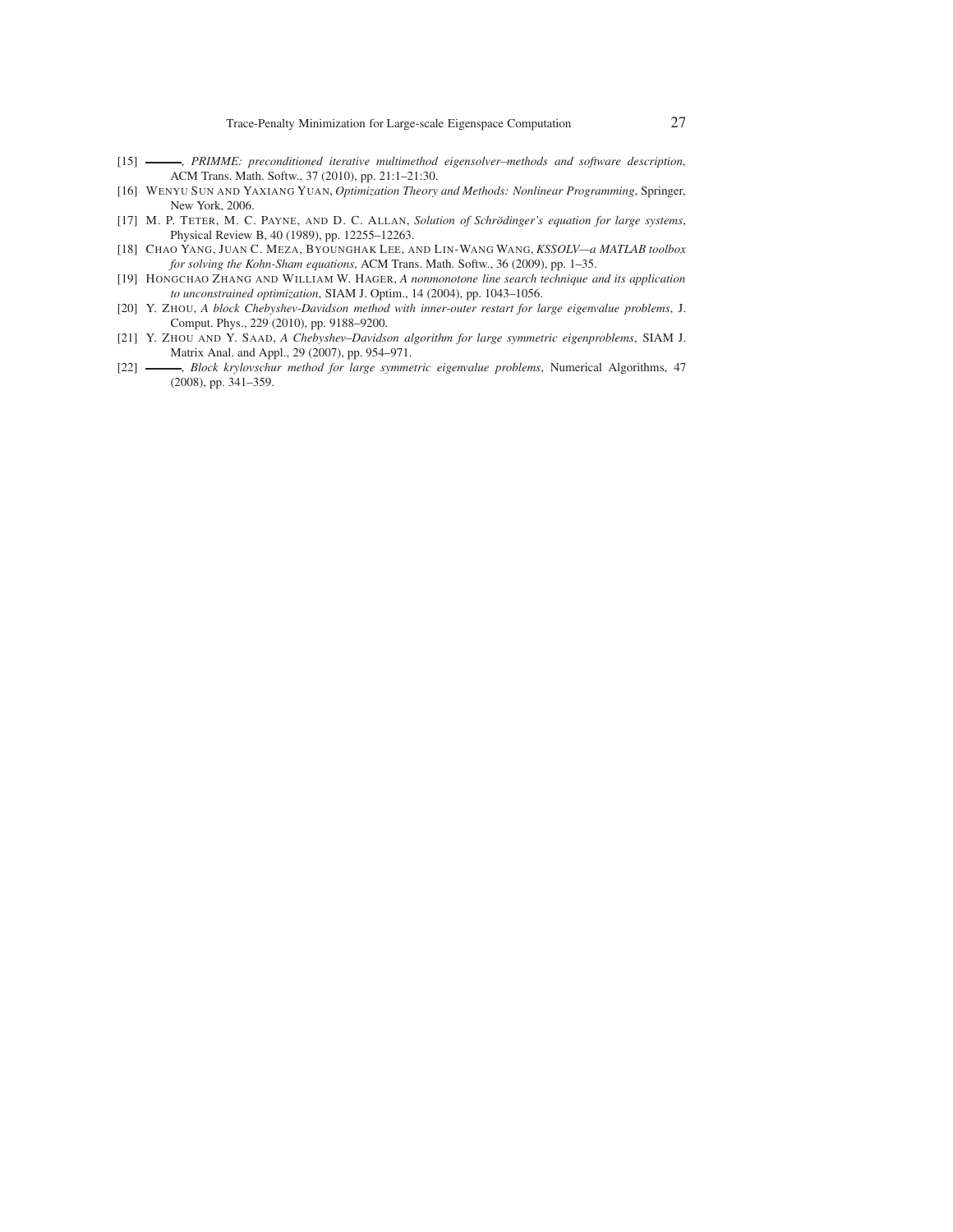[15] ———, *PRIMME: preconditioned iterative multimethod eigensolver–methods and software description*, ACM Trans. Math. Softw., 37 (2010), pp. 21:1–21:30.

[16] WENYU SUN AND YAXIANG YUAN, *Optimization Theory and Methods: Nonlinear Programming*, Springer, New York, 2006.

[17] M. P. TETER, M. C. PAYNE, AND D. C. ALLAN, *Solution of Schrödinger's equation for large systems*, Physical Review B, 40 (1989), pp. 12255–12263.

[18] CHAO YANG, JUAN C. MEZA, BYOUNGHAK LEE, AND LIN-WANG WANG, *KSSOLV—a MATLAB toolbox for solving the Kohn-Sham equations*, ACM Trans. Math. Softw., 36 (2009), pp. 1–35.

[19] HONGCHAO ZHANG AND WILLIAM W. HAGER, *A nonmonotone line search technique and its application to unconstrained optimization*, SIAM J. Optim., 14 (2004), pp. 1043–1056.

[20] Y. ZHOU, *A block Chebyshev-Davidson method with inner-outer restart for large eigenvalue problems*, J. Comput. Phys., 229 (2010), pp. 9188–9200.

[21] Y. ZHOU AND Y. SAAD, *A Chebyshev–Davidson algorithm for large symmetric eigenproblems*, SIAM J. Matrix Anal. and Appl., 29 (2007), pp. 954–971.

[22] ———, *Block krylovschur method for large symmetric eigenvalue problems*, Numerical Algorithms, 47 (2008), pp. 341–359.